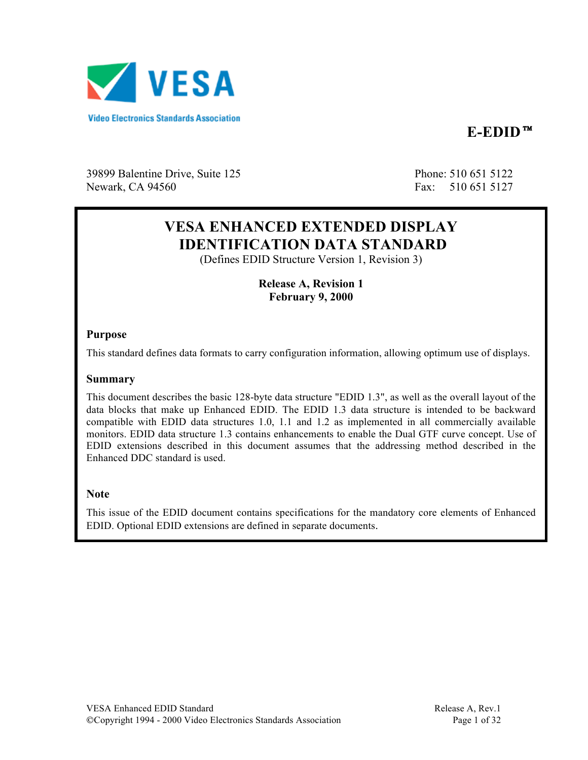Video Electronics Standards Association

**E-EDID™**

39899 Balentine Drive, Suite 125
Newark, CA 94560

Phone: 510 651 5122
Fax: 510 651 5127

# VESA ENHANCED EXTENDED DISPLAY IDENTIFICATION DATA STANDARD

(Defines EDID Structure Version 1, Revision 3)

**Release A, Revision 1**
**February 9, 2000**

### Purpose

This standard defines data formats to carry configuration information, allowing optimum use of displays.

### Summary

This document describes the basic 128-byte data structure "EDID 1.3", as well as the overall layout of the data blocks that make up Enhanced EDID. The EDID 1.3 data structure is intended to be backward compatible with EDID data structures 1.0, 1.1 and 1.2 as implemented in all commercially available monitors. EDID data structure 1.3 contains enhancements to enable the Dual GTF curve concept. Use of EDID extensions described in this document assumes that the addressing method described in the Enhanced DDC standard is used.

### Note

This issue of the EDID document contains specifications for the mandatory core elements of Enhanced EDID. Optional EDID extensions are defined in separate documents.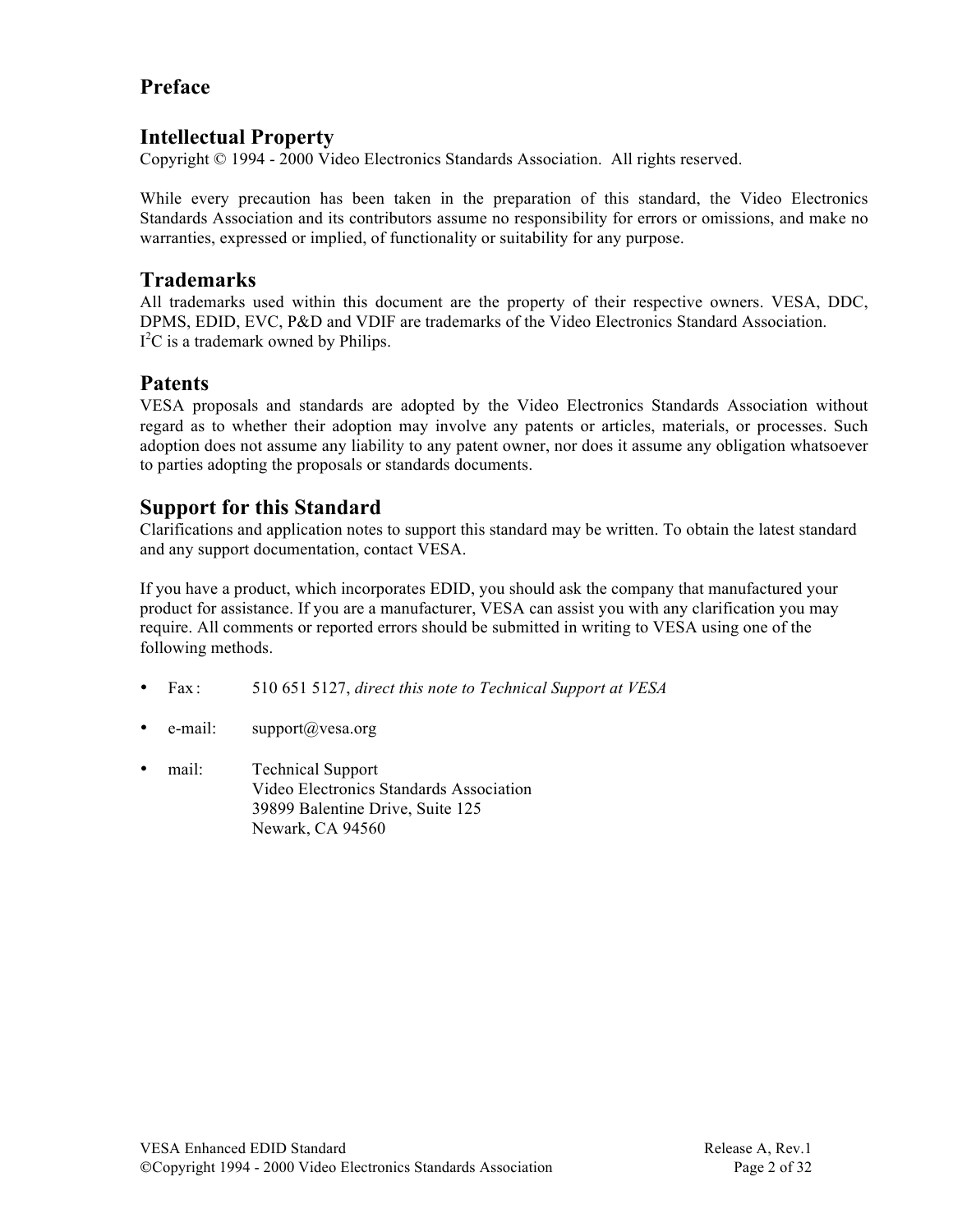# Preface

## Intellectual Property

Copyright © 1994 - 2000 Video Electronics Standards Association. All rights reserved.

While every precaution has been taken in the preparation of this standard, the Video Electronics Standards Association and its contributors assume no responsibility for errors or omissions, and make no warranties, expressed or implied, of functionality or suitability for any purpose.

## Trademarks

All trademarks used within this document are the property of their respective owners. VESA, DDC, DPMS, EDID, EVC, P&D and VDIF are trademarks of the Video Electronics Standard Association.
$I^2C$ is a trademark owned by Philips.

## Patents

VESA proposals and standards are adopted by the Video Electronics Standards Association without regard as to whether their adoption may involve any patents or articles, materials, or processes. Such adoption does not assume any liability to any patent owner, nor does it assume any obligation whatsoever to parties adopting the proposals or standards documents.

## Support for this Standard

Clarifications and application notes to support this standard may be written. To obtain the latest standard and any support documentation, contact VESA.

If you have a product, which incorporates EDID, you should ask the company that manufactured your product for assistance. If you are a manufacturer, VESA can assist you with any clarification you may require. All comments or reported errors should be submitted in writing to VESA using one of the following methods.

- Fax : 510 651 5127, *direct this note to Technical Support at VESA*
- e-mail: support@vesa.org
- mail: Technical Support
  Video Electronics Standards Association
  39899 Balentine Drive, Suite 125
  Newark, CA 94560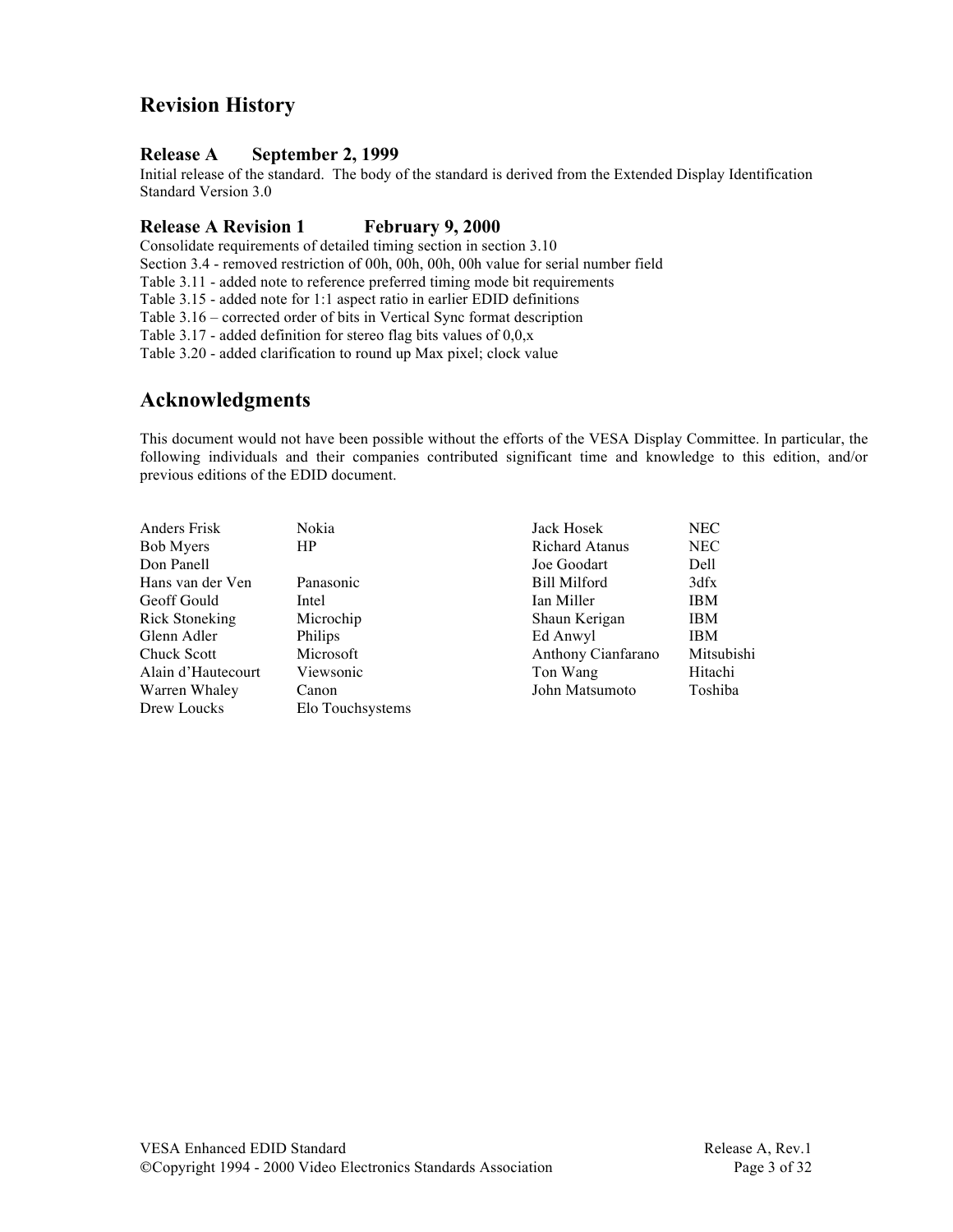## Revision History

### Release A September 2, 1999

Initial release of the standard. The body of the standard is derived from the Extended Display Identification Standard Version 3.0

### Release A Revision 1 February 9, 2000

Consolidate requirements of detailed timing section in section 3.10
Section 3.4 - removed restriction of 00h, 00h, 00h, 00h value for serial number field
Table 3.11 - added note to reference preferred timing mode bit requirements
Table 3.15 - added note for 1:1 aspect ratio in earlier EDID definitions
Table 3.16 – corrected order of bits in Vertical Sync format description
Table 3.17 - added definition for stereo flag bits values of 0,0,x
Table 3.20 - added clarification to round up Max pixel; clock value

## Acknowledgments

This document would not have been possible without the efforts of the VESA Display Committee. In particular, the following individuals and their companies contributed significant time and knowledge to this edition, and/or previous editions of the EDID document.

| | | | |
|---|---|---|---|
| Anders Frisk | Nokia | Jack Hosek | NEC |
| Bob Myers | HP | Richard Atanus | NEC |
| Don Panell | | Joe Goodart | Dell |
| Hans van der Ven | Panasonic | Bill Milford | 3dfx |
| Geoff Gould | Intel | Ian Miller | IBM |
| Rick Stoneking | Microchip | Shaun Kerigan | IBM |
| Glenn Adler | Philips | Ed Anwyl | IBM |
| Chuck Scott | Microsoft | Anthony Cianfarano | Mitsubishi |
| Alain d'Hautecourt | Viewsonic | Ton Wang | Hitachi |
| Warren Whaley | Canon | John Matsumoto | Toshiba |
| Drew Loucks | Elo Touchsystems | | |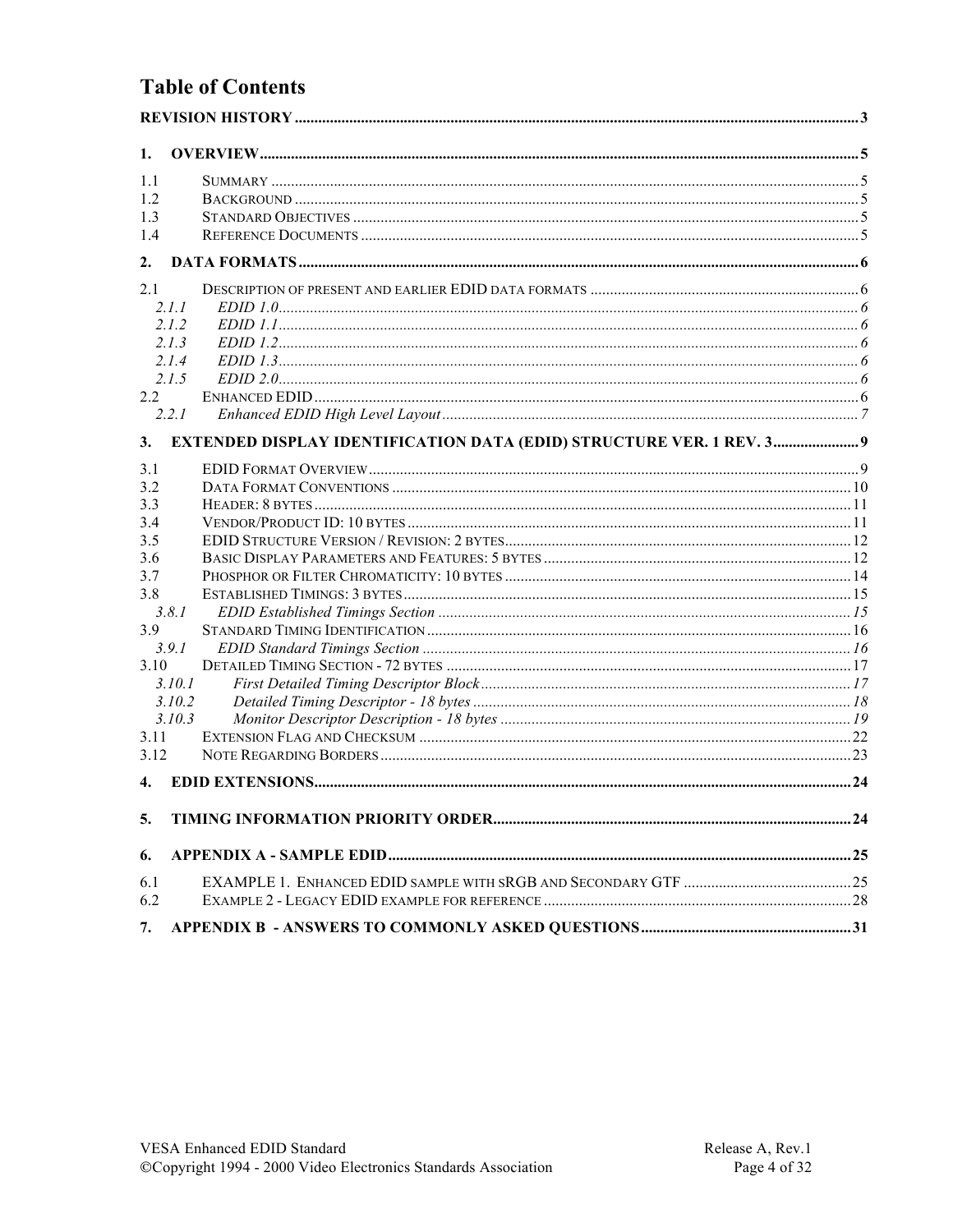# Table of Contents

**REVISION HISTORY** .......... 3

**1. OVERVIEW** .......... 5

1.1 SUMMARY .......... 5
1.2 BACKGROUND .......... 5
1.3 STANDARD OBJECTIVES .......... 5
1.4 REFERENCE DOCUMENTS .......... 5

**2. DATA FORMATS** .......... 6

2.1 DESCRIPTION OF PRESENT AND EARLIER EDID DATA FORMATS .......... 6
*2.1.1 EDID 1.0* .......... 6
*2.1.2 EDID 1.1* .......... 6
*2.1.3 EDID 1.2* .......... 6
*2.1.4 EDID 1.3* .......... 6
*2.1.5 EDID 2.0* .......... 6
2.2 ENHANCED EDID .......... 6
*2.2.1 Enhanced EDID High Level Layout* .......... 7

**3. EXTENDED DISPLAY IDENTIFICATION DATA (EDID) STRUCTURE VER. 1 REV. 3** .......... 9

3.1 EDID FORMAT OVERVIEW .......... 9
3.2 DATA FORMAT CONVENTIONS .......... 10
3.3 HEADER: 8 BYTES .......... 11
3.4 VENDOR/PRODUCT ID: 10 BYTES .......... 11
3.5 EDID STRUCTURE VERSION / REVISION: 2 BYTES .......... 12
3.6 BASIC DISPLAY PARAMETERS AND FEATURES: 5 BYTES .......... 12
3.7 PHOSPHOR OR FILTER CHROMATICITY: 10 BYTES .......... 14
3.8 ESTABLISHED TIMINGS: 3 BYTES .......... 15
*3.8.1 EDID Established Timings Section* .......... 15
3.9 STANDARD TIMING IDENTIFICATION .......... 16
*3.9.1 EDID Standard Timings Section* .......... 16
3.10 DETAILED TIMING SECTION - 72 BYTES .......... 17
*3.10.1 First Detailed Timing Descriptor Block* .......... 17
*3.10.2 Detailed Timing Descriptor - 18 bytes* .......... 18
*3.10.3 Monitor Descriptor Description - 18 bytes* .......... 19
3.11 EXTENSION FLAG AND CHECKSUM .......... 22
3.12 NOTE REGARDING BORDERS .......... 23

**4. EDID EXTENSIONS** .......... 24

**5. TIMING INFORMATION PRIORITY ORDER** .......... 24

**6. APPENDIX A - SAMPLE EDID** .......... 25

6.1 EXAMPLE 1. ENHANCED EDID SAMPLE WITH sRGB AND SECONDARY GTF .......... 25
6.2 EXAMPLE 2 - LEGACY EDID EXAMPLE FOR REFERENCE .......... 28

**7. APPENDIX B - ANSWERS TO COMMONLY ASKED QUESTIONS** .......... 31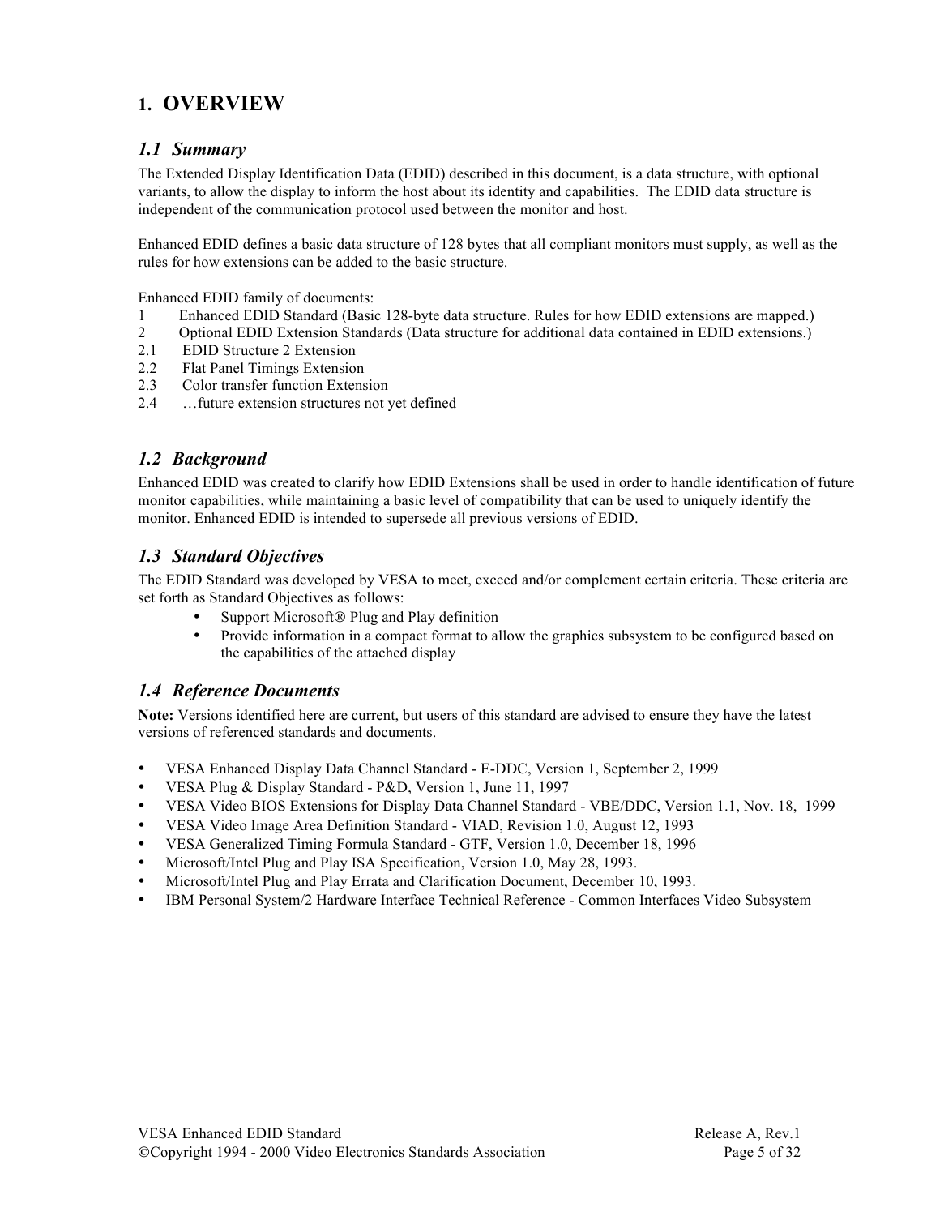# 1. OVERVIEW

## *1.1 Summary*

The Extended Display Identification Data (EDID) described in this document, is a data structure, with optional variants, to allow the display to inform the host about its identity and capabilities. The EDID data structure is independent of the communication protocol used between the monitor and host.

Enhanced EDID defines a basic data structure of 128 bytes that all compliant monitors must supply, as well as the rules for how extensions can be added to the basic structure.

Enhanced EDID family of documents:

1 Enhanced EDID Standard (Basic 128-byte data structure. Rules for how EDID extensions are mapped.)
2 Optional EDID Extension Standards (Data structure for additional data contained in EDID extensions.)
2.1 EDID Structure 2 Extension
2.2 Flat Panel Timings Extension
2.3 Color transfer function Extension
2.4 …future extension structures not yet defined

## *1.2 Background*

Enhanced EDID was created to clarify how EDID Extensions shall be used in order to handle identification of future monitor capabilities, while maintaining a basic level of compatibility that can be used to uniquely identify the monitor. Enhanced EDID is intended to supersede all previous versions of EDID.

## *1.3 Standard Objectives*

The EDID Standard was developed by VESA to meet, exceed and/or complement certain criteria. These criteria are set forth as Standard Objectives as follows:

- Support Microsoft® Plug and Play definition
- Provide information in a compact format to allow the graphics subsystem to be configured based on the capabilities of the attached display

## *1.4 Reference Documents*

**Note:** Versions identified here are current, but users of this standard are advised to ensure they have the latest versions of referenced standards and documents.

- VESA Enhanced Display Data Channel Standard - E-DDC, Version 1, September 2, 1999
- VESA Plug & Display Standard - P&D, Version 1, June 11, 1997
- VESA Video BIOS Extensions for Display Data Channel Standard - VBE/DDC, Version 1.1, Nov. 18, 1999
- VESA Video Image Area Definition Standard - VIAD, Revision 1.0, August 12, 1993
- VESA Generalized Timing Formula Standard - GTF, Version 1.0, December 18, 1996
- Microsoft/Intel Plug and Play ISA Specification, Version 1.0, May 28, 1993.
- Microsoft/Intel Plug and Play Errata and Clarification Document, December 10, 1993.
- IBM Personal System/2 Hardware Interface Technical Reference - Common Interfaces Video Subsystem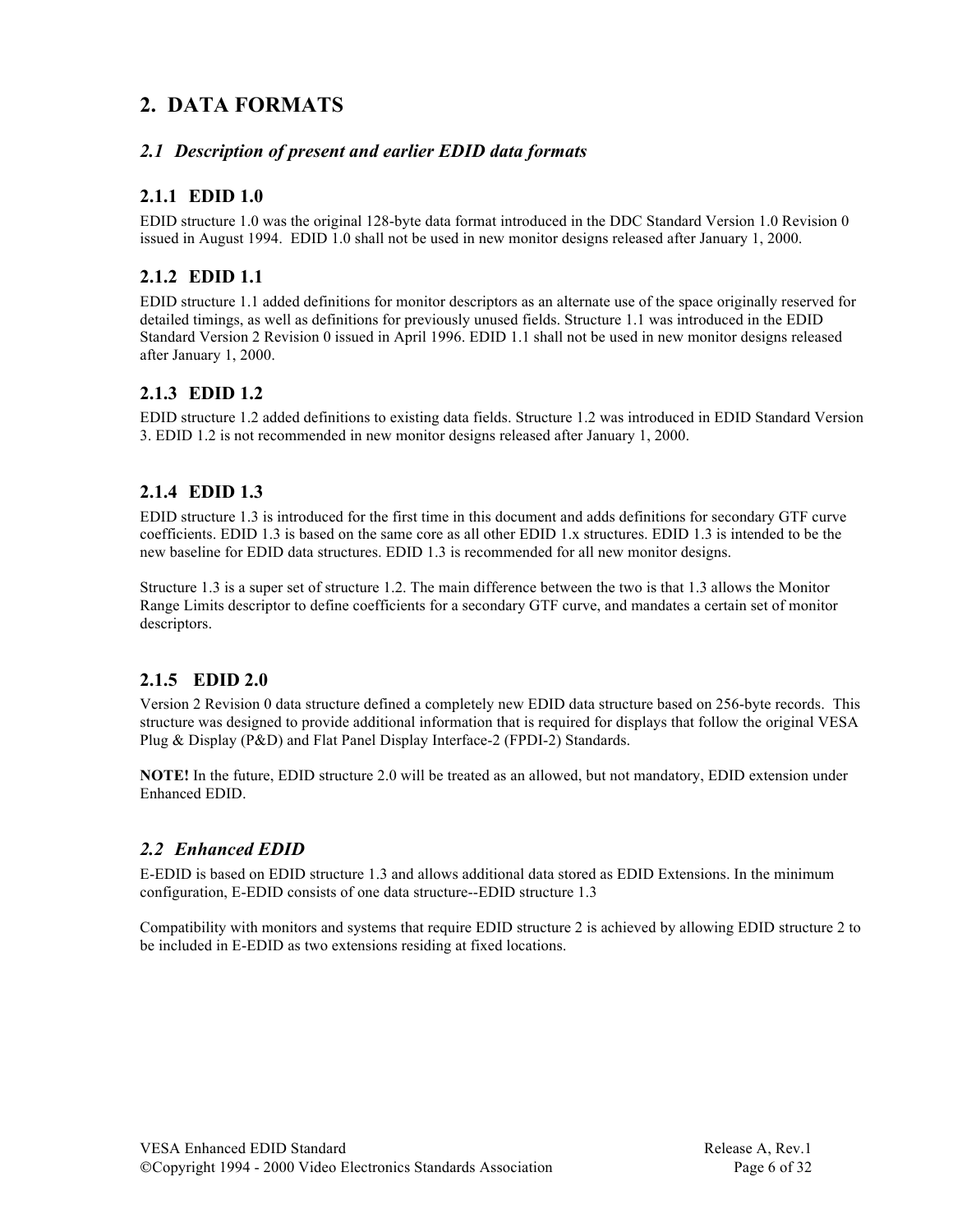# 2. DATA FORMATS

## *2.1 Description of present and earlier EDID data formats*

### 2.1.1 EDID 1.0

EDID structure 1.0 was the original 128-byte data format introduced in the DDC Standard Version 1.0 Revision 0 issued in August 1994. EDID 1.0 shall not be used in new monitor designs released after January 1, 2000.

### 2.1.2 EDID 1.1

EDID structure 1.1 added definitions for monitor descriptors as an alternate use of the space originally reserved for detailed timings, as well as definitions for previously unused fields. Structure 1.1 was introduced in the EDID Standard Version 2 Revision 0 issued in April 1996. EDID 1.1 shall not be used in new monitor designs released after January 1, 2000.

### 2.1.3 EDID 1.2

EDID structure 1.2 added definitions to existing data fields. Structure 1.2 was introduced in EDID Standard Version 3. EDID 1.2 is not recommended in new monitor designs released after January 1, 2000.

### 2.1.4 EDID 1.3

EDID structure 1.3 is introduced for the first time in this document and adds definitions for secondary GTF curve coefficients. EDID 1.3 is based on the same core as all other EDID 1.x structures. EDID 1.3 is intended to be the new baseline for EDID data structures. EDID 1.3 is recommended for all new monitor designs.

Structure 1.3 is a super set of structure 1.2. The main difference between the two is that 1.3 allows the Monitor Range Limits descriptor to define coefficients for a secondary GTF curve, and mandates a certain set of monitor descriptors.

### 2.1.5 EDID 2.0

Version 2 Revision 0 data structure defined a completely new EDID data structure based on 256-byte records. This structure was designed to provide additional information that is required for displays that follow the original VESA Plug & Display (P&D) and Flat Panel Display Interface-2 (FPDI-2) Standards.

**NOTE!** In the future, EDID structure 2.0 will be treated as an allowed, but not mandatory, EDID extension under Enhanced EDID.

## *2.2 Enhanced EDID*

E-EDID is based on EDID structure 1.3 and allows additional data stored as EDID Extensions. In the minimum configuration, E-EDID consists of one data structure--EDID structure 1.3

Compatibility with monitors and systems that require EDID structure 2 is achieved by allowing EDID structure 2 to be included in E-EDID as two extensions residing at fixed locations.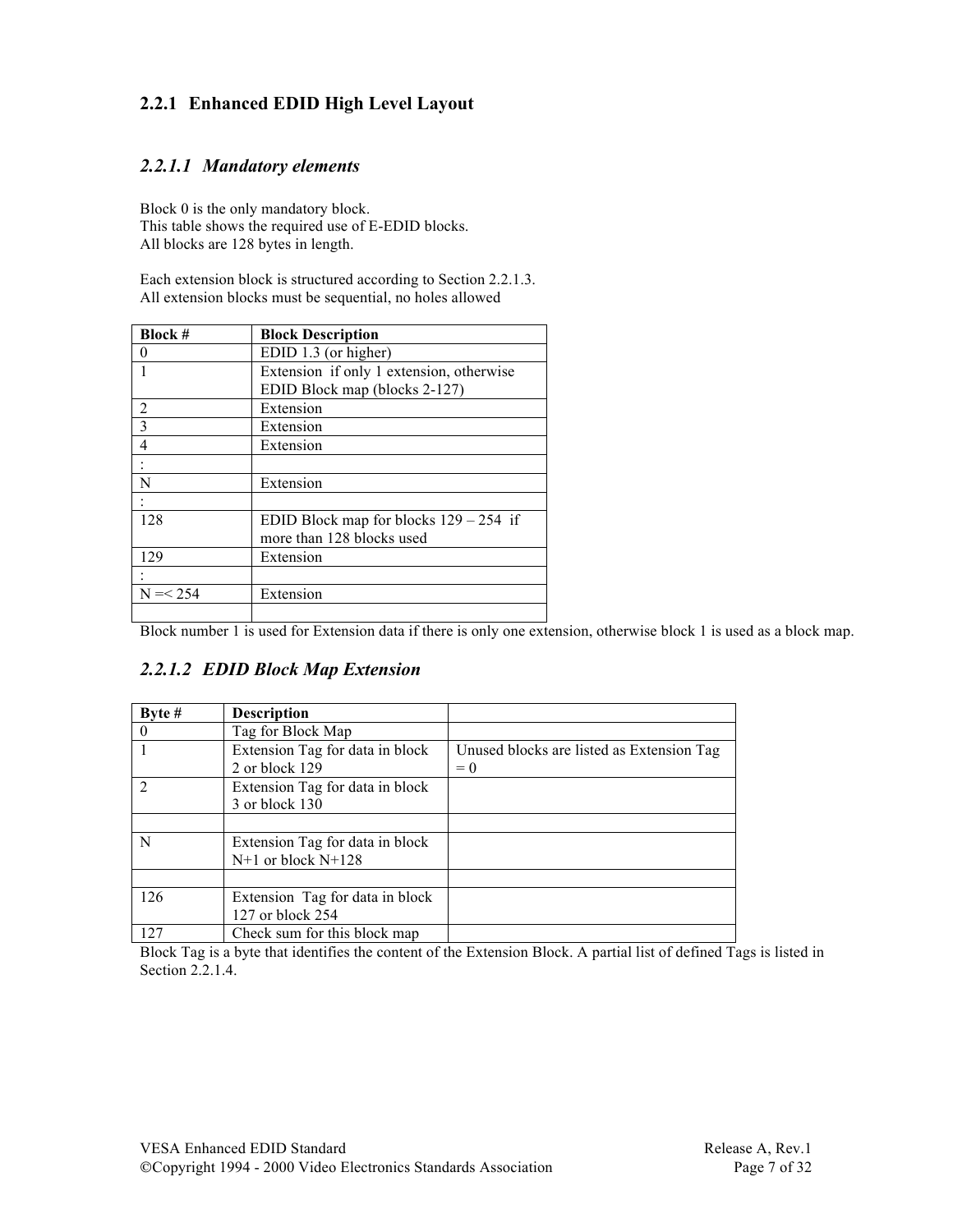## 2.2.1 Enhanced EDID High Level Layout

### *2.2.1.1 Mandatory elements*

Block 0 is the only mandatory block.
This table shows the required use of E-EDID blocks.
All blocks are 128 bytes in length.

Each extension block is structured according to Section 2.2.1.3.
All extension blocks must be sequential, no holes allowed

| Block # | Block Description |
|---|---|
| 0 | EDID 1.3 (or higher) |
| 1 | Extension if only 1 extension, otherwise EDID Block map (blocks 2-127) |
| 2 | Extension |
| 3 | Extension |
| 4 | Extension |
| : | |
| N | Extension |
| : | |
| 128 | EDID Block map for blocks 129 – 254 if more than 128 blocks used |
| 129 | Extension |
| : | |
| N =< 254 | Extension |
| | |

Block number 1 is used for Extension data if there is only one extension, otherwise block 1 is used as a block map.

### *2.2.1.2 EDID Block Map Extension*

| Byte # | Description | |
|---|---|---|
| 0 | Tag for Block Map | |
| 1 | Extension Tag for data in block 2 or block 129 | Unused blocks are listed as Extension Tag = 0 |
| 2 | Extension Tag for data in block 3 or block 130 | |
| | | |
| N | Extension Tag for data in block N+1 or block N+128 | |
| | | |
| 126 | Extension Tag for data in block 127 or block 254 | |
| 127 | Check sum for this block map | |

Block Tag is a byte that identifies the content of the Extension Block. A partial list of defined Tags is listed in Section 2.2.1.4.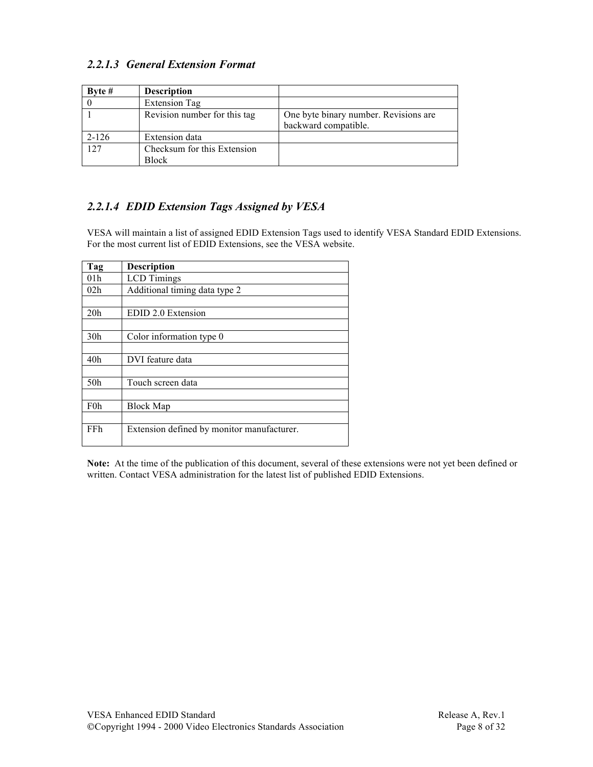### 2.2.1.3 General Extension Format

| Byte # | Description | |
|---|---|---|
| 0 | Extension Tag | |
| 1 | Revision number for this tag | One byte binary number. Revisions are backward compatible. |
| 2-126 | Extension data | |
| 127 | Checksum for this Extension Block | |

### 2.2.1.4 EDID Extension Tags Assigned by VESA

VESA will maintain a list of assigned EDID Extension Tags used to identify VESA Standard EDID Extensions. For the most current list of EDID Extensions, see the VESA website.

| Tag | Description |
|---|---|
| 01h | LCD Timings |
| 02h | Additional timing data type 2 |
| | |
| 20h | EDID 2.0 Extension |
| | |
| 30h | Color information type 0 |
| | |
| 40h | DVI feature data |
| | |
| 50h | Touch screen data |
| | |
| F0h | Block Map |
| | |
| FFh | Extension defined by monitor manufacturer. |

**Note:** At the time of the publication of this document, several of these extensions were not yet been defined or written. Contact VESA administration for the latest list of published EDID Extensions.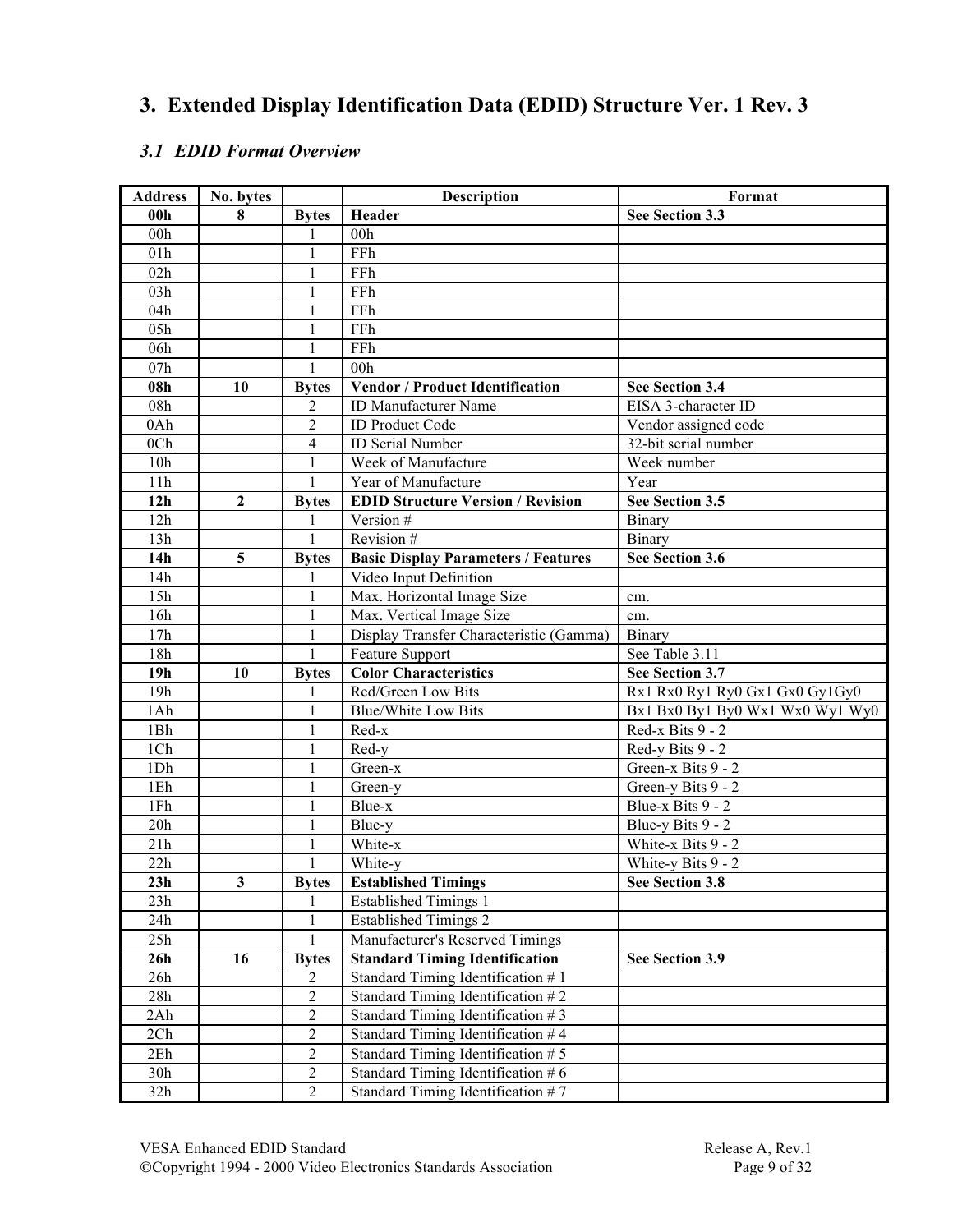# 3. Extended Display Identification Data (EDID) Structure Ver. 1 Rev. 3

## *3.1 EDID Format Overview*

| Address | No. bytes | | Description | Format |
|---|---|---|---|---|
| **00h** | **8** | **Bytes** | **Header** | **See Section 3.3** |
| 00h | | 1 | 00h | |
| 01h | | 1 | FFh | |
| 02h | | 1 | FFh | |
| 03h | | 1 | FFh | |
| 04h | | 1 | FFh | |
| 05h | | 1 | FFh | |
| 06h | | 1 | FFh | |
| 07h | | 1 | 00h | |
| **08h** | **10** | **Bytes** | **Vendor / Product Identification** | **See Section 3.4** |
| 08h | | 2 | ID Manufacturer Name | EISA 3-character ID |
| 0Ah | | 2 | ID Product Code | Vendor assigned code |
| 0Ch | | 4 | ID Serial Number | 32-bit serial number |
| 10h | | 1 | Week of Manufacture | Week number |
| 11h | | 1 | Year of Manufacture | Year |
| **12h** | **2** | **Bytes** | **EDID Structure Version / Revision** | **See Section 3.5** |
| 12h | | 1 | Version # | Binary |
| 13h | | 1 | Revision # | Binary |
| **14h** | **5** | **Bytes** | **Basic Display Parameters / Features** | **See Section 3.6** |
| 14h | | 1 | Video Input Definition | |
| 15h | | 1 | Max. Horizontal Image Size | cm. |
| 16h | | 1 | Max. Vertical Image Size | cm. |
| 17h | | 1 | Display Transfer Characteristic (Gamma) | Binary |
| 18h | | 1 | Feature Support | See Table 3.11 |
| **19h** | **10** | **Bytes** | **Color Characteristics** | **See Section 3.7** |
| 19h | | 1 | Red/Green Low Bits | Rx1 Rx0 Ry1 Ry0 Gx1 Gx0 Gy1Gy0 |
| 1Ah | | 1 | Blue/White Low Bits | Bx1 Bx0 By1 By0 Wx1 Wx0 Wy1 Wy0 |
| 1Bh | | 1 | Red-x | Red-x Bits 9 - 2 |
| 1Ch | | 1 | Red-y | Red-y Bits 9 - 2 |
| 1Dh | | 1 | Green-x | Green-x Bits 9 - 2 |
| 1Eh | | 1 | Green-y | Green-y Bits 9 - 2 |
| 1Fh | | 1 | Blue-x | Blue-x Bits 9 - 2 |
| 20h | | 1 | Blue-y | Blue-y Bits 9 - 2 |
| 21h | | 1 | White-x | White-x Bits 9 - 2 |
| 22h | | 1 | White-y | White-y Bits 9 - 2 |
| **23h** | **3** | **Bytes** | **Established Timings** | **See Section 3.8** |
| 23h | | 1 | Established Timings 1 | |
| 24h | | 1 | Established Timings 2 | |
| 25h | | 1 | Manufacturer's Reserved Timings | |
| **26h** | **16** | **Bytes** | **Standard Timing Identification** | **See Section 3.9** |
| 26h | | 2 | Standard Timing Identification # 1 | |
| 28h | | 2 | Standard Timing Identification # 2 | |
| 2Ah | | 2 | Standard Timing Identification # 3 | |
| 2Ch | | 2 | Standard Timing Identification # 4 | |
| 2Eh | | 2 | Standard Timing Identification # 5 | |
| 30h | | 2 | Standard Timing Identification # 6 | |
| 32h | | 2 | Standard Timing Identification # 7 | |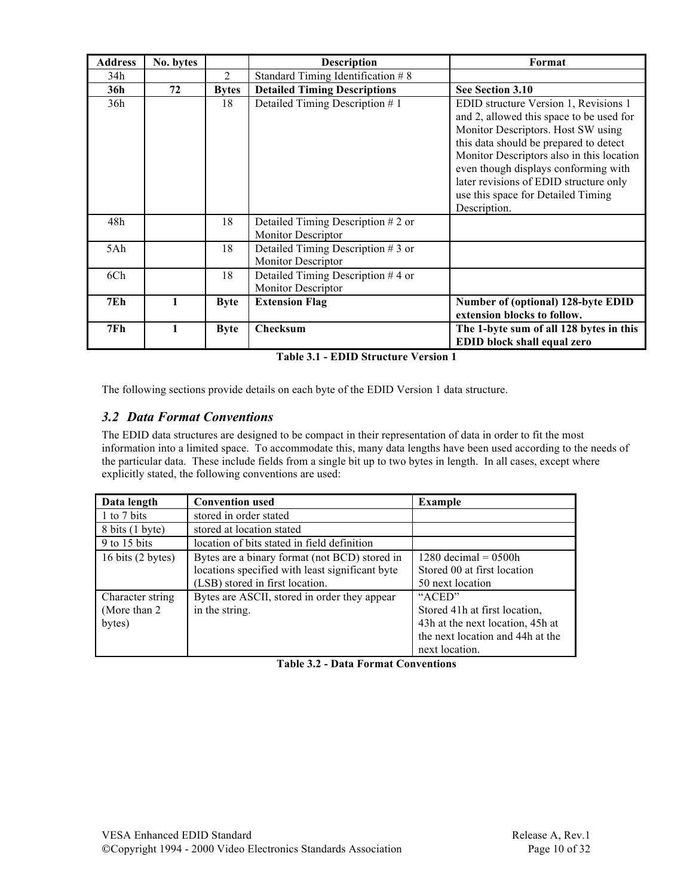| Address | No. bytes | | Description | Format |
|---|---|---|---|---|
| 34h | | 2 | Standard Timing Identification # 8 | |
| **36h** | **72** | **Bytes** | **Detailed Timing Descriptions** | **See Section 3.10** |
| 36h | | 18 | Detailed Timing Description # 1 | EDID structure Version 1, Revisions 1 and 2, allowed this space to be used for Monitor Descriptors. Host SW using this data should be prepared to detect Monitor Descriptors also in this location even though displays conforming with later revisions of EDID structure only use this space for Detailed Timing Description. |
| 48h | | 18 | Detailed Timing Description # 2 or Monitor Descriptor | |
| 5Ah | | 18 | Detailed Timing Description # 3 or Monitor Descriptor | |
| 6Ch | | 18 | Detailed Timing Description # 4 or Monitor Descriptor | |
| **7Eh** | **1** | **Byte** | **Extension Flag** | **Number of (optional) 128-byte EDID extension blocks to follow.** |
| **7Fh** | **1** | **Byte** | **Checksum** | **The 1-byte sum of all 128 bytes in this EDID block shall equal zero** |

**Table 3.1 - EDID Structure Version 1**

The following sections provide details on each byte of the EDID Version 1 data structure.

### *3.2 Data Format Conventions*

The EDID data structures are designed to be compact in their representation of data in order to fit the most information into a limited space. To accommodate this, many data lengths have been used according to the needs of the particular data. These include fields from a single bit up to two bytes in length. In all cases, except where explicitly stated, the following conventions are used:

| Data length | Convention used | Example |
|---|---|---|
| 1 to 7 bits | stored in order stated | |
| 8 bits (1 byte) | stored at location stated | |
| 9 to 15 bits | location of bits stated in field definition | |
| 16 bits (2 bytes) | Bytes are a binary format (not BCD) stored in locations specified with least significant byte (LSB) stored in first location. | 1280 decimal = 0500h Stored 00 at first location 50 next location |
| Character string (More than 2 bytes) | Bytes are ASCII, stored in order they appear in the string. | "ACED" Stored 41h at first location, 43h at the next location, 45h at the next location and 44h at the next location. |

**Table 3.2 - Data Format Conventions**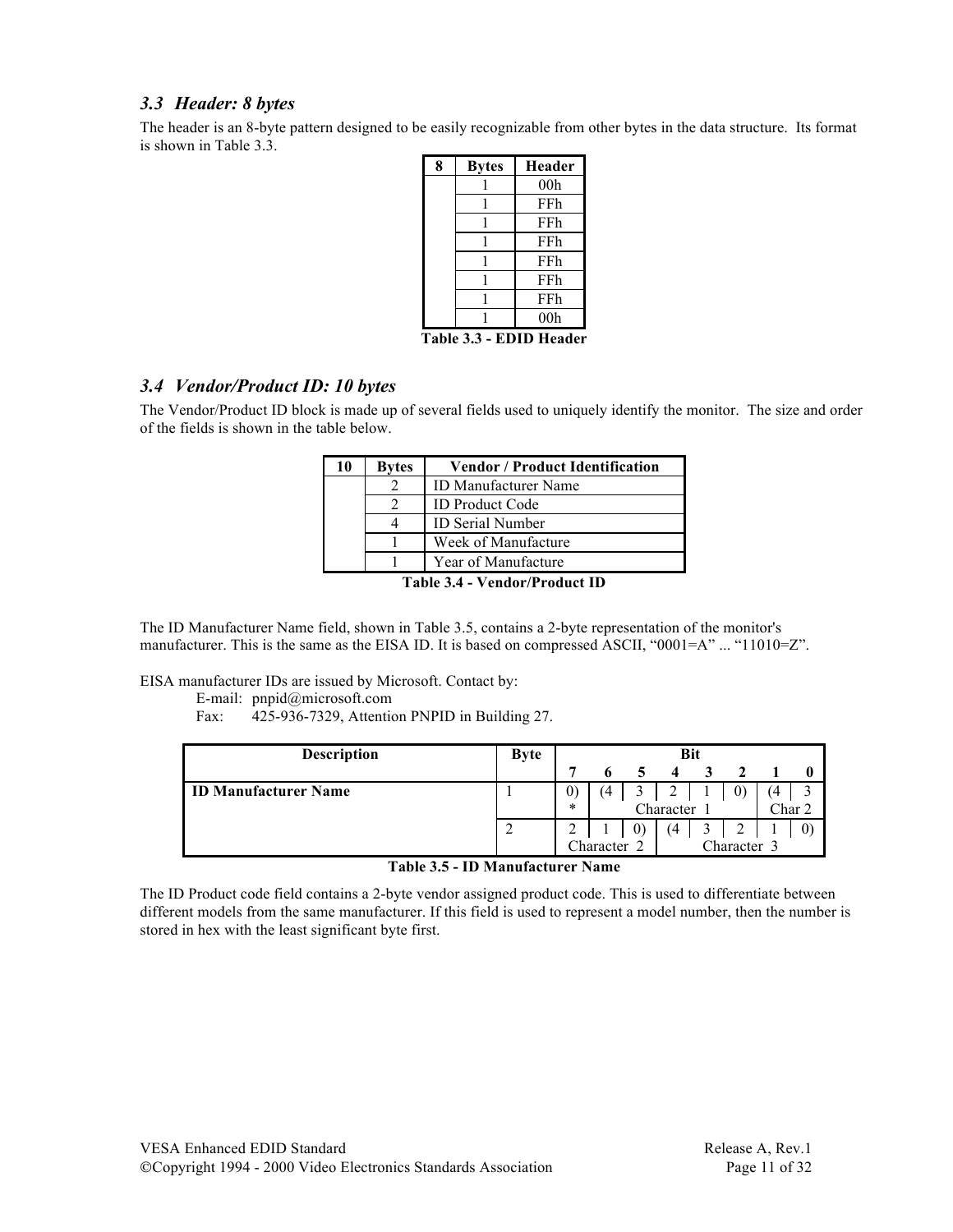### 3.3 Header: 8 bytes

The header is an 8-byte pattern designed to be easily recognizable from other bytes in the data structure. Its format is shown in Table 3.3.

| 8 | Bytes | Header |
|---|---|---|
| | 1 | 00h |
| | 1 | FFh |
| | 1 | FFh |
| | 1 | FFh |
| | 1 | FFh |
| | 1 | FFh |
| | 1 | FFh |
| | 1 | 00h |

**Table 3.3 - EDID Header**

### 3.4 Vendor/Product ID: 10 bytes

The Vendor/Product ID block is made up of several fields used to uniquely identify the monitor. The size and order of the fields is shown in the table below.

| 10 | Bytes | Vendor / Product Identification |
|---|---|---|
| | 2 | ID Manufacturer Name |
| | 2 | ID Product Code |
| | 4 | ID Serial Number |
| | 1 | Week of Manufacture |
| | 1 | Year of Manufacture |

**Table 3.4 - Vendor/Product ID**

The ID Manufacturer Name field, shown in Table 3.5, contains a 2-byte representation of the monitor's manufacturer. This is the same as the EISA ID. It is based on compressed ASCII, “0001=A” ... “11010=Z”.

EISA manufacturer IDs are issued by Microsoft. Contact by:

E-mail: pnpid@microsoft.com
Fax: 425-936-7329, Attention PNPID in Building 27.

| Description | Byte | Bit 7 | 6 | 5 | 4 | 3 | 2 | 1 | 0 |
|---|---|---|---|---|---|---|---|---|---|
| **ID Manufacturer Name** | 1 | 0) * | (4 | 3 Character 1 | 2 | 1 | 0) | (4 Char 2 | 3 |
| | 2 | 2 Character 2 | 1 | 0) | (4 Character 3 | 3 | 2 | 1 | 0) |

**Table 3.5 - ID Manufacturer Name**

The ID Product code field contains a 2-byte vendor assigned product code. This is used to differentiate between different models from the same manufacturer. If this field is used to represent a model number, then the number is stored in hex with the least significant byte first.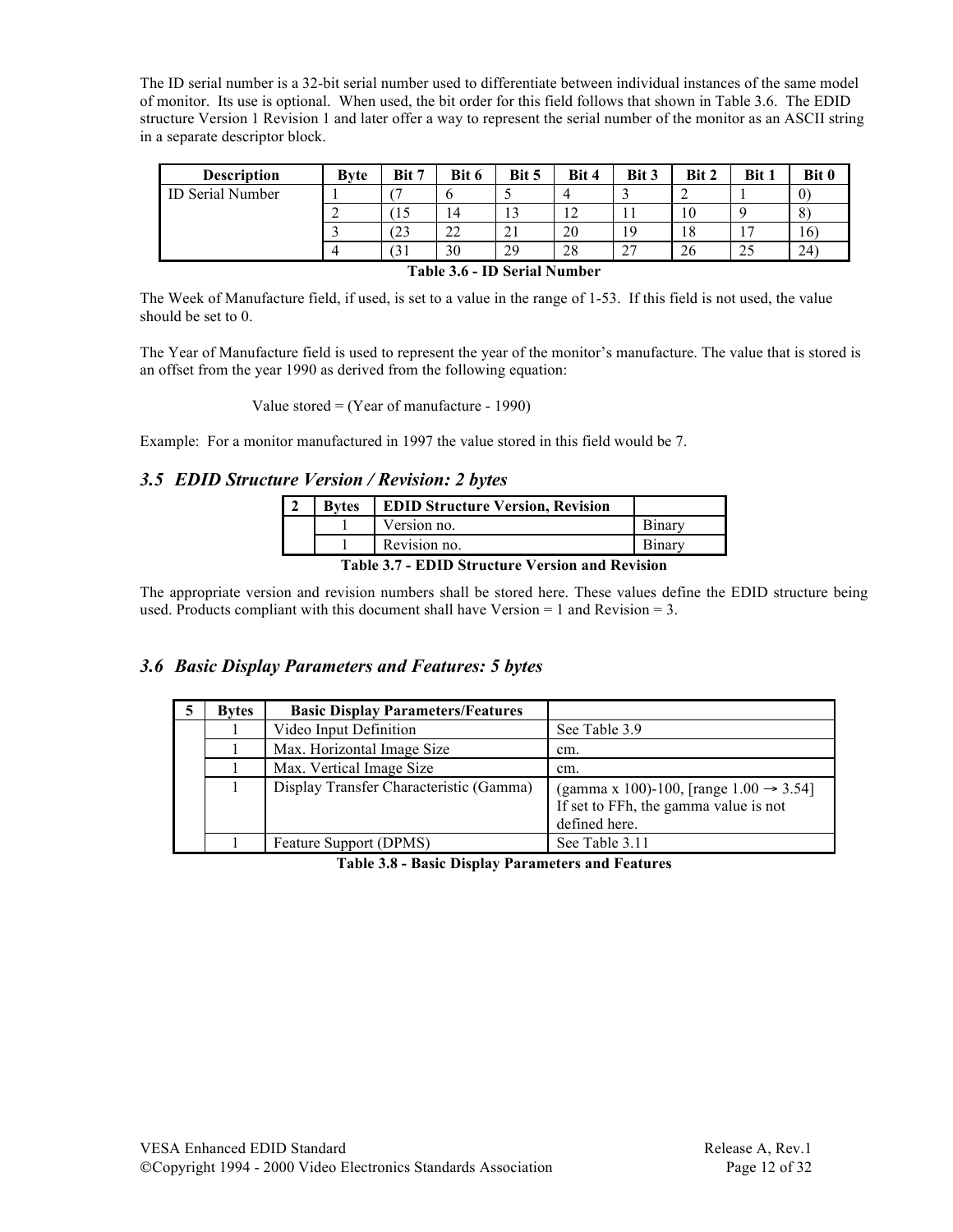The ID serial number is a 32-bit serial number used to differentiate between individual instances of the same model of monitor. Its use is optional. When used, the bit order for this field follows that shown in Table 3.6. The EDID structure Version 1 Revision 1 and later offer a way to represent the serial number of the monitor as an ASCII string in a separate descriptor block.

| Description | Byte | Bit 7 | Bit 6 | Bit 5 | Bit 4 | Bit 3 | Bit 2 | Bit 1 | Bit 0 |
|---|---|---|---|---|---|---|---|---|---|
| ID Serial Number | 1 | (7 | 6 | 5 | 4 | 3 | 2 | 1 | 0) |
| | 2 | (15 | 14 | 13 | 12 | 11 | 10 | 9 | 8) |
| | 3 | (23 | 22 | 21 | 20 | 19 | 18 | 17 | 16) |
| | 4 | (31 | 30 | 29 | 28 | 27 | 26 | 25 | 24) |

**Table 3.6 - ID Serial Number**

The Week of Manufacture field, if used, is set to a value in the range of 1-53. If this field is not used, the value should be set to 0.

The Year of Manufacture field is used to represent the year of the monitor's manufacture. The value that is stored is an offset from the year 1990 as derived from the following equation:

Value stored = (Year of manufacture - 1990)

Example: For a monitor manufactured in 1997 the value stored in this field would be 7.

### *3.5 EDID Structure Version / Revision: 2 bytes*

| 2 | Bytes | EDID Structure Version, Revision | |
|---|---|---|---|
| | 1 | Version no. | Binary |
| | 1 | Revision no. | Binary |

**Table 3.7 - EDID Structure Version and Revision**

The appropriate version and revision numbers shall be stored here. These values define the EDID structure being used. Products compliant with this document shall have Version = 1 and Revision = 3.

### *3.6 Basic Display Parameters and Features: 5 bytes*

| 5 | Bytes | Basic Display Parameters/Features | |
|---|---|---|---|
| | 1 | Video Input Definition | See Table 3.9 |
| | 1 | Max. Horizontal Image Size | cm. |
| | 1 | Max. Vertical Image Size | cm. |
| | 1 | Display Transfer Characteristic (Gamma) | (gamma x 100)-100, [range 1.00 → 3.54] If set to FFh, the gamma value is not defined here. |
| | 1 | Feature Support (DPMS) | See Table 3.11 |

**Table 3.8 - Basic Display Parameters and Features**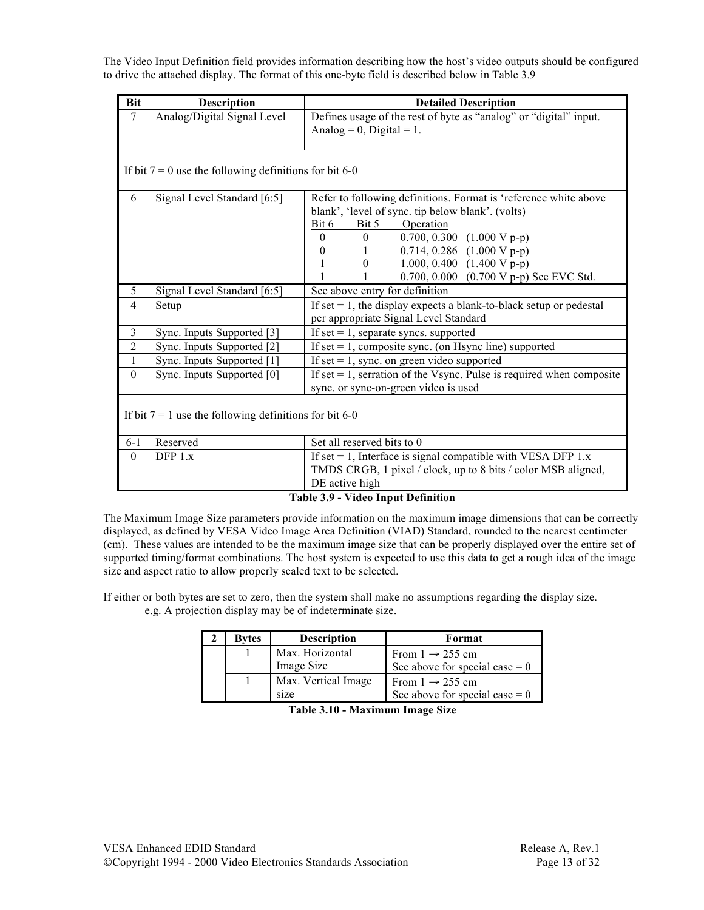The Video Input Definition field provides information describing how the host's video outputs should be configured to drive the attached display. The format of this one-byte field is described below in Table 3.9

| Bit | Description | Detailed Description |
|---|---|---|
| 7 | Analog/Digital Signal Level | Defines usage of the rest of byte as "analog" or "digital" input. Analog = 0, Digital = 1. |
| If bit 7 = 0 use the following definitions for bit 6-0 | | |
| 6 | Signal Level Standard [6:5] | Refer to following definitions. Format is 'reference white above blank', 'level of sync. tip below blank'. (volts)<br>Bit 6 Bit 5 Operation<br>0 0 0.700, 0.300 (1.000 V p-p)<br>0 1 0.714, 0.286 (1.000 V p-p)<br>1 0 1.000, 0.400 (1.400 V p-p)<br>1 1 0.700, 0.000 (0.700 V p-p) See EVC Std. |
| 5 | Signal Level Standard [6:5] | See above entry for definition |
| 4 | Setup | If set = 1, the display expects a blank-to-black setup or pedestal per appropriate Signal Level Standard |
| 3 | Sync. Inputs Supported [3] | If set = 1, separate syncs. supported |
| 2 | Sync. Inputs Supported [2] | If set = 1, composite sync. (on Hsync line) supported |
| 1 | Sync. Inputs Supported [1] | If set = 1, sync. on green video supported |
| 0 | Sync. Inputs Supported [0] | If set = 1, serration of the Vsync. Pulse is required when composite sync. or sync-on-green video is used |
| If bit 7 = 1 use the following definitions for bit 6-0 | | |
| 6-1 | Reserved | Set all reserved bits to 0 |
| 0 | DFP 1.x | If set = 1, Interface is signal compatible with VESA DFP 1.x TMDS CRGB, 1 pixel / clock, up to 8 bits / color MSB aligned, DE active high |

**Table 3.9 - Video Input Definition**

The Maximum Image Size parameters provide information on the maximum image dimensions that can be correctly displayed, as defined by VESA Video Image Area Definition (VIAD) Standard, rounded to the nearest centimeter (cm). These values are intended to be the maximum image size that can be properly displayed over the entire set of supported timing/format combinations. The host system is expected to use this data to get a rough idea of the image size and aspect ratio to allow properly scaled text to be selected.

If either or both bytes are set to zero, then the system shall make no assumptions regarding the display size.
e.g. A projection display may be of indeterminate size.

| 2 | Bytes | Description | Format |
|---|---|---|---|
| | 1 | Max. Horizontal Image Size | From 1 → 255 cm<br>See above for special case = 0 |
| | 1 | Max. Vertical Image size | From 1 → 255 cm<br>See above for special case = 0 |

**Table 3.10 - Maximum Image Size**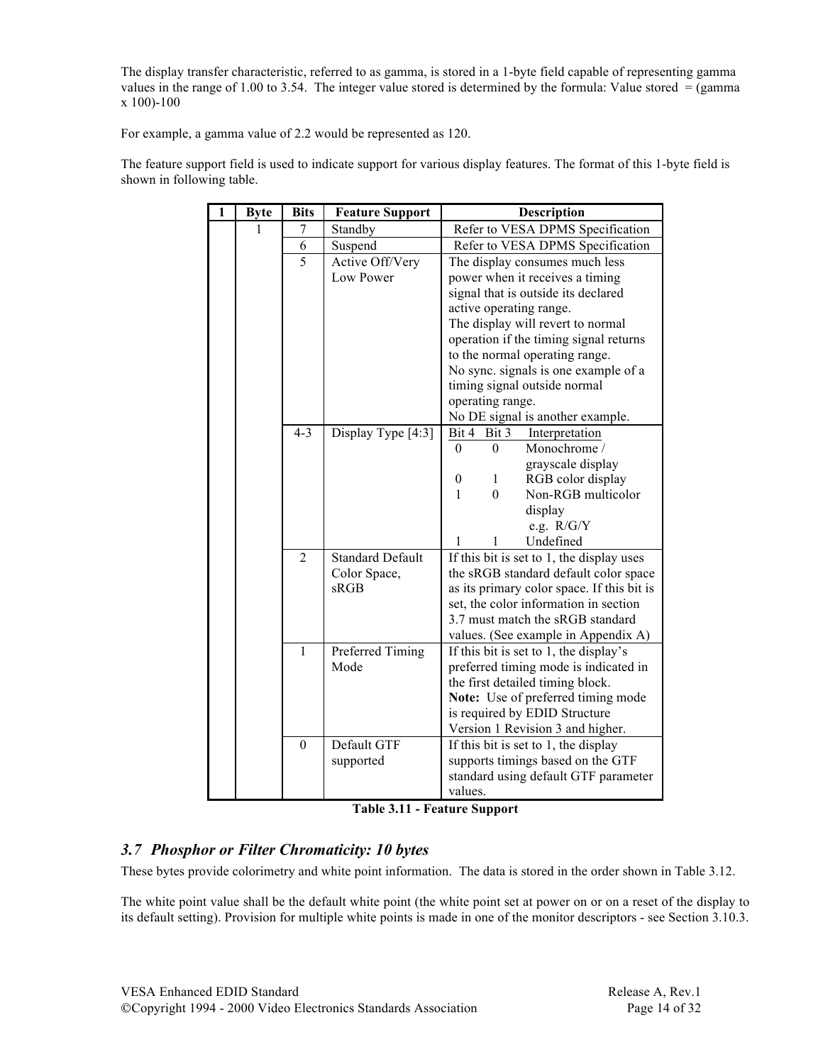The display transfer characteristic, referred to as gamma, is stored in a 1-byte field capable of representing gamma values in the range of 1.00 to 3.54. The integer value stored is determined by the formula: Value stored = (gamma x 100)-100

For example, a gamma value of 2.2 would be represented as 120.

The feature support field is used to indicate support for various display features. The format of this 1-byte field is shown in following table.

| 1 | Byte | Bits | Feature Support | Description |
|---|---|---|---|---|
| | 1 | 7 | Standby | Refer to VESA DPMS Specification |
| | | 6 | Suspend | Refer to VESA DPMS Specification |
| | | 5 | Active Off/Very Low Power | The display consumes much less power when it receives a timing signal that is outside its declared active operating range. The display will revert to normal operation if the timing signal returns to the normal operating range. No sync. signals is one example of a timing signal outside normal operating range. No DE signal is another example. |
| | | 4-3 | Display Type [4:3] | Bit 4 Bit 3 Interpretation<br>0 0 Monochrome / grayscale display<br>0 1 RGB color display<br>1 0 Non-RGB multicolor display e.g. R/G/Y<br>1 1 Undefined |
| | | 2 | Standard Default Color Space, sRGB | If this bit is set to 1, the display uses the sRGB standard default color space as its primary color space. If this bit is set, the color information in section 3.7 must match the sRGB standard values. (See example in Appendix A) |
| | | 1 | Preferred Timing Mode | If this bit is set to 1, the display's preferred timing mode is indicated in the first detailed timing block. **Note:** Use of preferred timing mode is required by EDID Structure Version 1 Revision 3 and higher. |
| | | 0 | Default GTF supported | If this bit is set to 1, the display supports timings based on the GTF standard using default GTF parameter values. |

**Table 3.11 - Feature Support**

### *3.7 Phosphor or Filter Chromaticity: 10 bytes*

These bytes provide colorimetry and white point information. The data is stored in the order shown in Table 3.12.

The white point value shall be the default white point (the white point set at power on or on a reset of the display to its default setting). Provision for multiple white points is made in one of the monitor descriptors - see Section 3.10.3.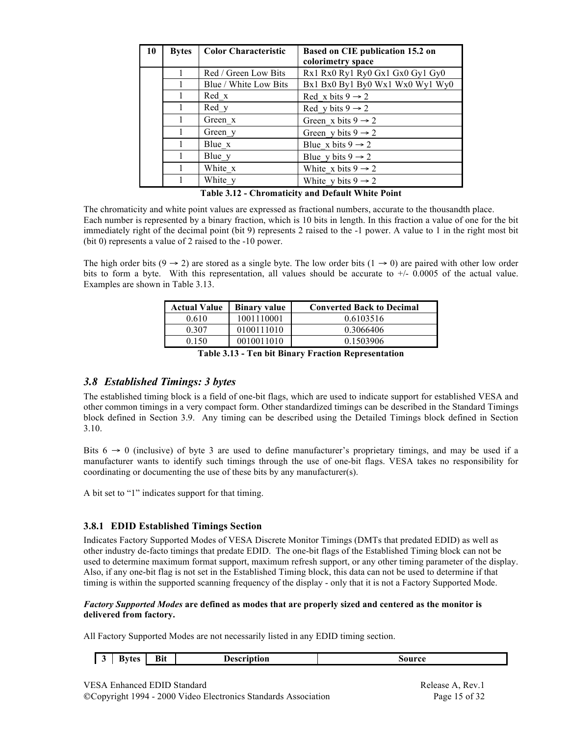| 10 | Bytes | Color Characteristic | Based on CIE publication 15.2 on colorimetry space |
|---|---|---|---|
| | 1 | Red / Green Low Bits | Rx1 Rx0 Ry1 Ry0 Gx1 Gx0 Gy1 Gy0 |
| | 1 | Blue / White Low Bits | Bx1 Bx0 By1 By0 Wx1 Wx0 Wy1 Wy0 |
| | 1 | Red_x | Red_x bits 9 → 2 |
| | 1 | Red_y | Red_y bits 9 → 2 |
| | 1 | Green_x | Green_x bits 9 → 2 |
| | 1 | Green_y | Green_y bits 9 → 2 |
| | 1 | Blue_x | Blue_x bits 9 → 2 |
| | 1 | Blue_y | Blue_y bits 9 → 2 |
| | 1 | White_x | White_x bits 9 → 2 |
| | 1 | White_y | White_y bits 9 → 2 |

**Table 3.12 - Chromaticity and Default White Point**

The chromaticity and white point values are expressed as fractional numbers, accurate to the thousandth place. Each number is represented by a binary fraction, which is 10 bits in length. In this fraction a value of one for the bit immediately right of the decimal point (bit 9) represents 2 raised to the -1 power. A value to 1 in the right most bit (bit 0) represents a value of 2 raised to the -10 power.

The high order bits (9 → 2) are stored as a single byte. The low order bits (1 → 0) are paired with other low order bits to form a byte. With this representation, all values should be accurate to +/- 0.0005 of the actual value. Examples are shown in Table 3.13.

| Actual Value | Binary value | Converted Back to Decimal |
|---|---|---|
| 0.610 | 1001110001 | 0.6103516 |
| 0.307 | 0100111010 | 0.3066406 |
| 0.150 | 0010011010 | 0.1503906 |

**Table 3.13 - Ten bit Binary Fraction Representation**

## *3.8 Established Timings: 3 bytes*

The established timing block is a field of one-bit flags, which are used to indicate support for established VESA and other common timings in a very compact form. Other standardized timings can be described in the Standard Timings block defined in Section 3.9. Any timing can be described using the Detailed Timings block defined in Section 3.10.

Bits 6 → 0 (inclusive) of byte 3 are used to define manufacturer's proprietary timings, and may be used if a manufacturer wants to identify such timings through the use of one-bit flags. VESA takes no responsibility for coordinating or documenting the use of these bits by any manufacturer(s).

A bit set to "1" indicates support for that timing.

### 3.8.1 EDID Established Timings Section

Indicates Factory Supported Modes of VESA Discrete Monitor Timings (DMTs that predated EDID) as well as other industry de-facto timings that predate EDID. The one-bit flags of the Established Timing block can not be used to determine maximum format support, maximum refresh support, or any other timing parameter of the display. Also, if any one-bit flag is not set in the Established Timing block, this data can not be used to determine if that timing is within the supported scanning frequency of the display - only that it is not a Factory Supported Mode.

***Factory Supported Modes* are defined as modes that are properly sized and centered as the monitor is delivered from factory.**

All Factory Supported Modes are not necessarily listed in any EDID timing section.

| 3 | Bytes | Bit | Description | Source |
|---|---|---|---|---|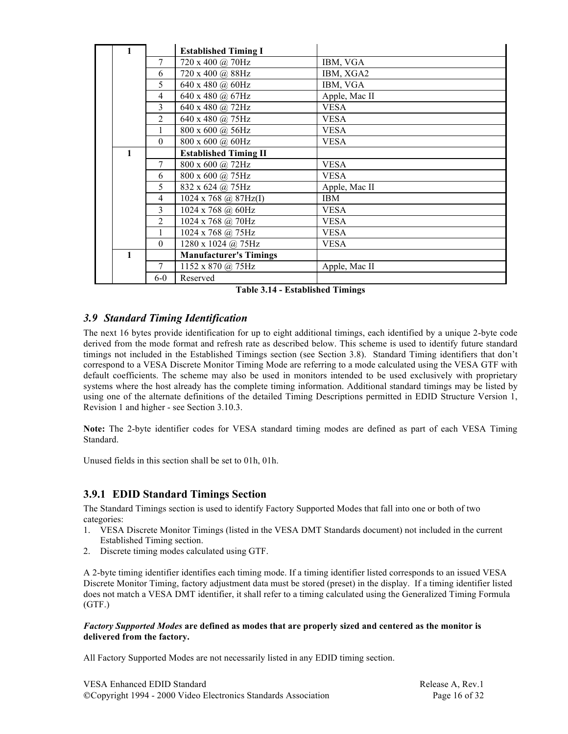| | | | | |
|---|---|---|---|---|
| | 1 | | **Established Timing I** | |
| | | 7 | 720 x 400 @ 70Hz | IBM, VGA |
| | | 6 | 720 x 400 @ 88Hz | IBM, XGA2 |
| | | 5 | 640 x 480 @ 60Hz | IBM, VGA |
| | | 4 | 640 x 480 @ 67Hz | Apple, Mac II |
| | | 3 | 640 x 480 @ 72Hz | VESA |
| | | 2 | 640 x 480 @ 75Hz | VESA |
| | | 1 | 800 x 600 @ 56Hz | VESA |
| | | 0 | 800 x 600 @ 60Hz | VESA |
| | 1 | | **Established Timing II** | |
| | | 7 | 800 x 600 @ 72Hz | VESA |
| | | 6 | 800 x 600 @ 75Hz | VESA |
| | | 5 | 832 x 624 @ 75Hz | Apple, Mac II |
| | | 4 | 1024 x 768 @ 87Hz(I) | IBM |
| | | 3 | 1024 x 768 @ 60Hz | VESA |
| | | 2 | 1024 x 768 @ 70Hz | VESA |
| | | 1 | 1024 x 768 @ 75Hz | VESA |
| | | 0 | 1280 x 1024 @ 75Hz | VESA |
| | 1 | | **Manufacturer's Timings** | |
| | | 7 | 1152 x 870 @ 75Hz | Apple, Mac II |
| | | 6-0 | Reserved | |

**Table 3.14 - Established Timings**

## *3.9 Standard Timing Identification*

The next 16 bytes provide identification for up to eight additional timings, each identified by a unique 2-byte code derived from the mode format and refresh rate as described below. This scheme is used to identify future standard timings not included in the Established Timings section (see Section 3.8). Standard Timing identifiers that don't correspond to a VESA Discrete Monitor Timing Mode are referring to a mode calculated using the VESA GTF with default coefficients. The scheme may also be used in monitors intended to be used exclusively with proprietary systems where the host already has the complete timing information. Additional standard timings may be listed by using one of the alternate definitions of the detailed Timing Descriptions permitted in EDID Structure Version 1, Revision 1 and higher - see Section 3.10.3.

**Note:** The 2-byte identifier codes for VESA standard timing modes are defined as part of each VESA Timing Standard.

Unused fields in this section shall be set to 01h, 01h.

### 3.9.1 EDID Standard Timings Section

The Standard Timings section is used to identify Factory Supported Modes that fall into one or both of two categories:

1. VESA Discrete Monitor Timings (listed in the VESA DMT Standards document) not included in the current Established Timing section.
2. Discrete timing modes calculated using GTF.

A 2-byte timing identifier identifies each timing mode. If a timing identifier listed corresponds to an issued VESA Discrete Monitor Timing, factory adjustment data must be stored (preset) in the display. If a timing identifier listed does not match a VESA DMT identifier, it shall refer to a timing calculated using the Generalized Timing Formula (GTF.)

***Factory Supported Modes* are defined as modes that are properly sized and centered as the monitor is delivered from the factory.**

All Factory Supported Modes are not necessarily listed in any EDID timing section.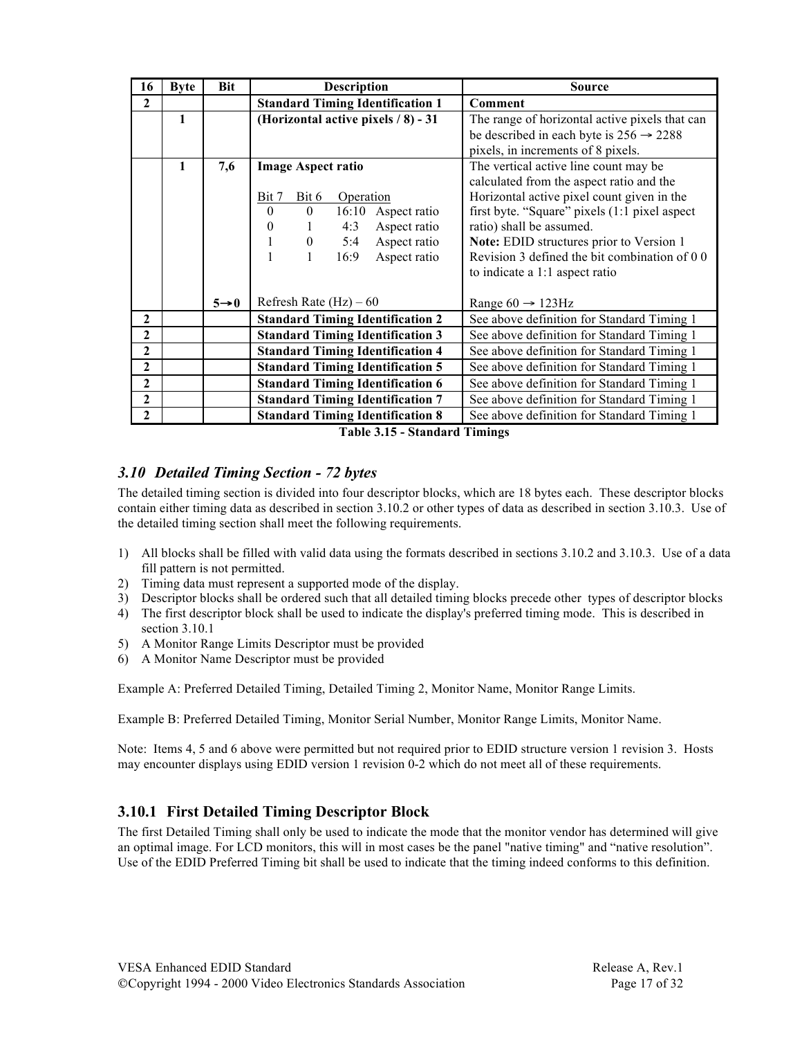| 16 | Byte | Bit | Description | Source |
|---|---|---|---|---|
| **2** | | | **Standard Timing Identification 1** | **Comment** |
| | **1** | | **(Horizontal active pixels / 8) - 31** | The range of horizontal active pixels that can be described in each byte is 256 → 2288 pixels, in increments of 8 pixels. |
| | **1** | **7,6** | **Image Aspect ratio**<br><br>Bit 7 Bit 6 Operation<br>0 0 16:10 Aspect ratio<br>0 1 4:3 Aspect ratio<br>1 0 5:4 Aspect ratio<br>1 1 16:9 Aspect ratio | The vertical active line count may be calculated from the aspect ratio and the Horizontal active pixel count given in the first byte. "Square" pixels (1:1 pixel aspect ratio) shall be assumed.<br>**Note:** EDID structures prior to Version 1 Revision 3 defined the bit combination of 0 0 to indicate a 1:1 aspect ratio |
| | | **5→0** | Refresh Rate (Hz) – 60 | Range 60 → 123Hz |
| **2** | | | **Standard Timing Identification 2** | See above definition for Standard Timing 1 |
| **2** | | | **Standard Timing Identification 3** | See above definition for Standard Timing 1 |
| **2** | | | **Standard Timing Identification 4** | See above definition for Standard Timing 1 |
| **2** | | | **Standard Timing Identification 5** | See above definition for Standard Timing 1 |
| **2** | | | **Standard Timing Identification 6** | See above definition for Standard Timing 1 |
| **2** | | | **Standard Timing Identification 7** | See above definition for Standard Timing 1 |
| **2** | | | **Standard Timing Identification 8** | See above definition for Standard Timing 1 |

**Table 3.15 - Standard Timings**

## *3.10 Detailed Timing Section - 72 bytes*

The detailed timing section is divided into four descriptor blocks, which are 18 bytes each. These descriptor blocks contain either timing data as described in section 3.10.2 or other types of data as described in section 3.10.3. Use of the detailed timing section shall meet the following requirements.

1) All blocks shall be filled with valid data using the formats described in sections 3.10.2 and 3.10.3. Use of a data fill pattern is not permitted.
2) Timing data must represent a supported mode of the display.
3) Descriptor blocks shall be ordered such that all detailed timing blocks precede other types of descriptor blocks
4) The first descriptor block shall be used to indicate the display's preferred timing mode. This is described in section 3.10.1
5) A Monitor Range Limits Descriptor must be provided
6) A Monitor Name Descriptor must be provided

Example A: Preferred Detailed Timing, Detailed Timing 2, Monitor Name, Monitor Range Limits.

Example B: Preferred Detailed Timing, Monitor Serial Number, Monitor Range Limits, Monitor Name.

Note: Items 4, 5 and 6 above were permitted but not required prior to EDID structure version 1 revision 3. Hosts may encounter displays using EDID version 1 revision 0-2 which do not meet all of these requirements.

### 3.10.1 First Detailed Timing Descriptor Block

The first Detailed Timing shall only be used to indicate the mode that the monitor vendor has determined will give an optimal image. For LCD monitors, this will in most cases be the panel "native timing" and "native resolution". Use of the EDID Preferred Timing bit shall be used to indicate that the timing indeed conforms to this definition.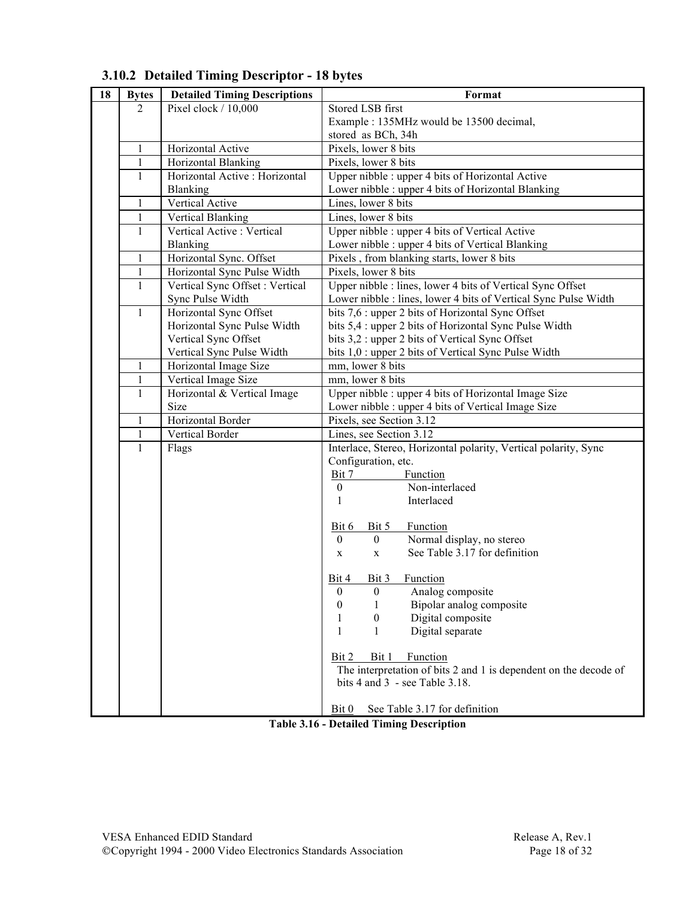### 3.10.2 Detailed Timing Descriptor - 18 bytes

| 18 | Bytes | Detailed Timing Descriptions | Format |
|---|---|---|---|
| | 2 | Pixel clock / 10,000 | Stored LSB first<br>Example : 135MHz would be 13500 decimal,<br>stored as BCh, 34h |
| | 1 | Horizontal Active | Pixels, lower 8 bits |
| | 1 | Horizontal Blanking | Pixels, lower 8 bits |
| | 1 | Horizontal Active : Horizontal Blanking | Upper nibble : upper 4 bits of Horizontal Active<br>Lower nibble : upper 4 bits of Horizontal Blanking |
| | 1 | Vertical Active | Lines, lower 8 bits |
| | 1 | Vertical Blanking | Lines, lower 8 bits |
| | 1 | Vertical Active : Vertical Blanking | Upper nibble : upper 4 bits of Vertical Active<br>Lower nibble : upper 4 bits of Vertical Blanking |
| | 1 | Horizontal Sync. Offset | Pixels , from blanking starts, lower 8 bits |
| | 1 | Horizontal Sync Pulse Width | Pixels, lower 8 bits |
| | 1 | Vertical Sync Offset : Vertical Sync Pulse Width | Upper nibble : lines, lower 4 bits of Vertical Sync Offset<br>Lower nibble : lines, lower 4 bits of Vertical Sync Pulse Width |
| | 1 | Horizontal Sync Offset<br>Horizontal Sync Pulse Width<br>Vertical Sync Offset<br>Vertical Sync Pulse Width | bits 7,6 : upper 2 bits of Horizontal Sync Offset<br>bits 5,4 : upper 2 bits of Horizontal Sync Pulse Width<br>bits 3,2 : upper 2 bits of Vertical Sync Offset<br>bits 1,0 : upper 2 bits of Vertical Sync Pulse Width |
| | 1 | Horizontal Image Size | mm, lower 8 bits |
| | 1 | Vertical Image Size | mm, lower 8 bits |
| | 1 | Horizontal & Vertical Image Size | Upper nibble : upper 4 bits of Horizontal Image Size<br>Lower nibble : upper 4 bits of Vertical Image Size |
| | 1 | Horizontal Border | Pixels, see Section 3.12 |
| | 1 | Vertical Border | Lines, see Section 3.12 |
| | 1 | Flags | Interlace, Stereo, Horizontal polarity, Vertical polarity, Sync Configuration, etc.<br>Bit 7 — Function<br>0 — Non-interlaced<br>1 — Interlaced<br><br>Bit 6, Bit 5 — Function<br>0, 0 — Normal display, no stereo<br>x, x — See Table 3.17 for definition<br><br>Bit 4, Bit 3 — Function<br>0, 0 — Analog composite<br>0, 1 — Bipolar analog composite<br>1, 0 — Digital composite<br>1, 1 — Digital separate<br><br>Bit 2, Bit 1 — Function<br>The interpretation of bits 2 and 1 is dependent on the decode of bits 4 and 3 - see Table 3.18.<br><br>Bit 0 — See Table 3.17 for definition |

**Table 3.16 - Detailed Timing Description**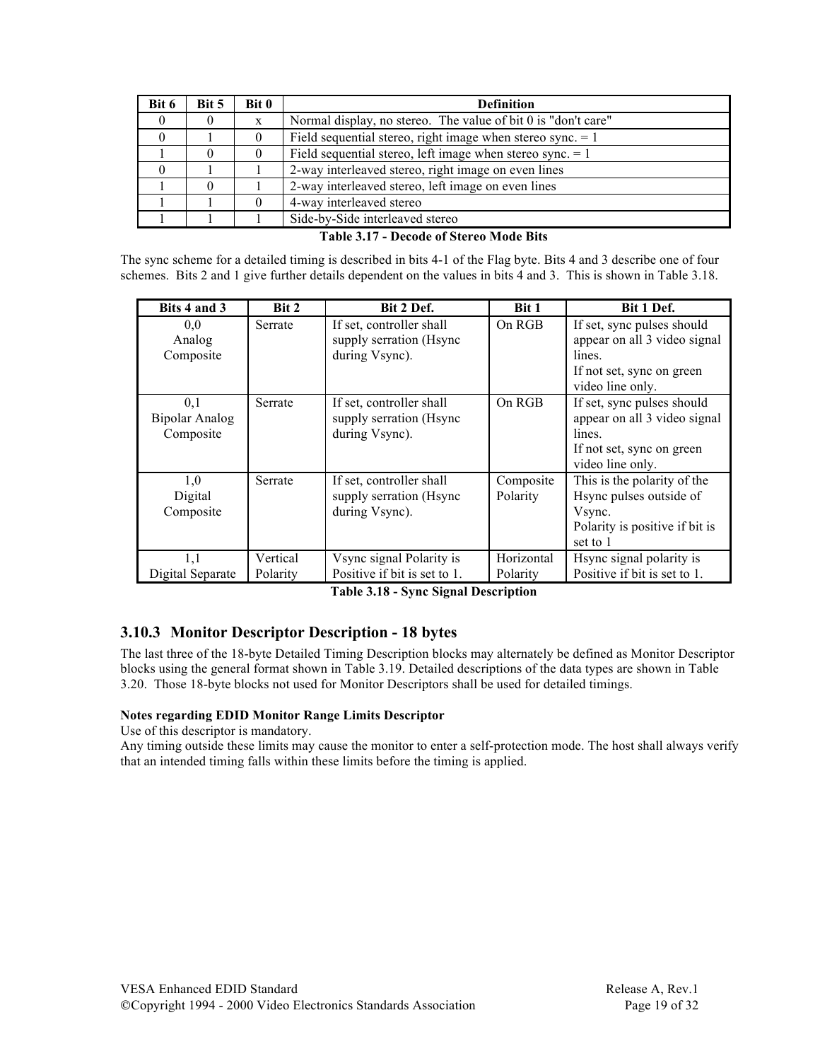| Bit 6 | Bit 5 | Bit 0 | Definition |
|---|---|---|---|
| 0 | 0 | x | Normal display, no stereo. The value of bit 0 is "don't care" |
| 0 | 1 | 0 | Field sequential stereo, right image when stereo sync. = 1 |
| 1 | 0 | 0 | Field sequential stereo, left image when stereo sync. = 1 |
| 0 | 1 | 1 | 2-way interleaved stereo, right image on even lines |
| 1 | 0 | 1 | 2-way interleaved stereo, left image on even lines |
| 1 | 1 | 0 | 4-way interleaved stereo |
| 1 | 1 | 1 | Side-by-Side interleaved stereo |

**Table 3.17 - Decode of Stereo Mode Bits**

The sync scheme for a detailed timing is described in bits 4-1 of the Flag byte. Bits 4 and 3 describe one of four schemes. Bits 2 and 1 give further details dependent on the values in bits 4 and 3. This is shown in Table 3.18.

| Bits 4 and 3 | Bit 2 | Bit 2 Def. | Bit 1 | Bit 1 Def. |
|---|---|---|---|---|
| 0,0 Analog Composite | Serrate | If set, controller shall supply serration (Hsync during Vsync). | On RGB | If set, sync pulses should appear on all 3 video signal lines. If not set, sync on green video line only. |
| 0,1 Bipolar Analog Composite | Serrate | If set, controller shall supply serration (Hsync during Vsync). | On RGB | If set, sync pulses should appear on all 3 video signal lines. If not set, sync on green video line only. |
| 1,0 Digital Composite | Serrate | If set, controller shall supply serration (Hsync during Vsync). | Composite Polarity | This is the polarity of the Hsync pulses outside of Vsync. Polarity is positive if bit is set to 1 |
| 1,1 Digital Separate | Vertical Polarity | Vsync signal Polarity is Positive if bit is set to 1. | Horizontal Polarity | Hsync signal polarity is Positive if bit is set to 1. |

**Table 3.18 - Sync Signal Description**

### 3.10.3 Monitor Descriptor Description - 18 bytes

The last three of the 18-byte Detailed Timing Description blocks may alternately be defined as Monitor Descriptor blocks using the general format shown in Table 3.19. Detailed descriptions of the data types are shown in Table 3.20. Those 18-byte blocks not used for Monitor Descriptors shall be used for detailed timings.

**Notes regarding EDID Monitor Range Limits Descriptor**

Use of this descriptor is mandatory.

Any timing outside these limits may cause the monitor to enter a self-protection mode. The host shall always verify that an intended timing falls within these limits before the timing is applied.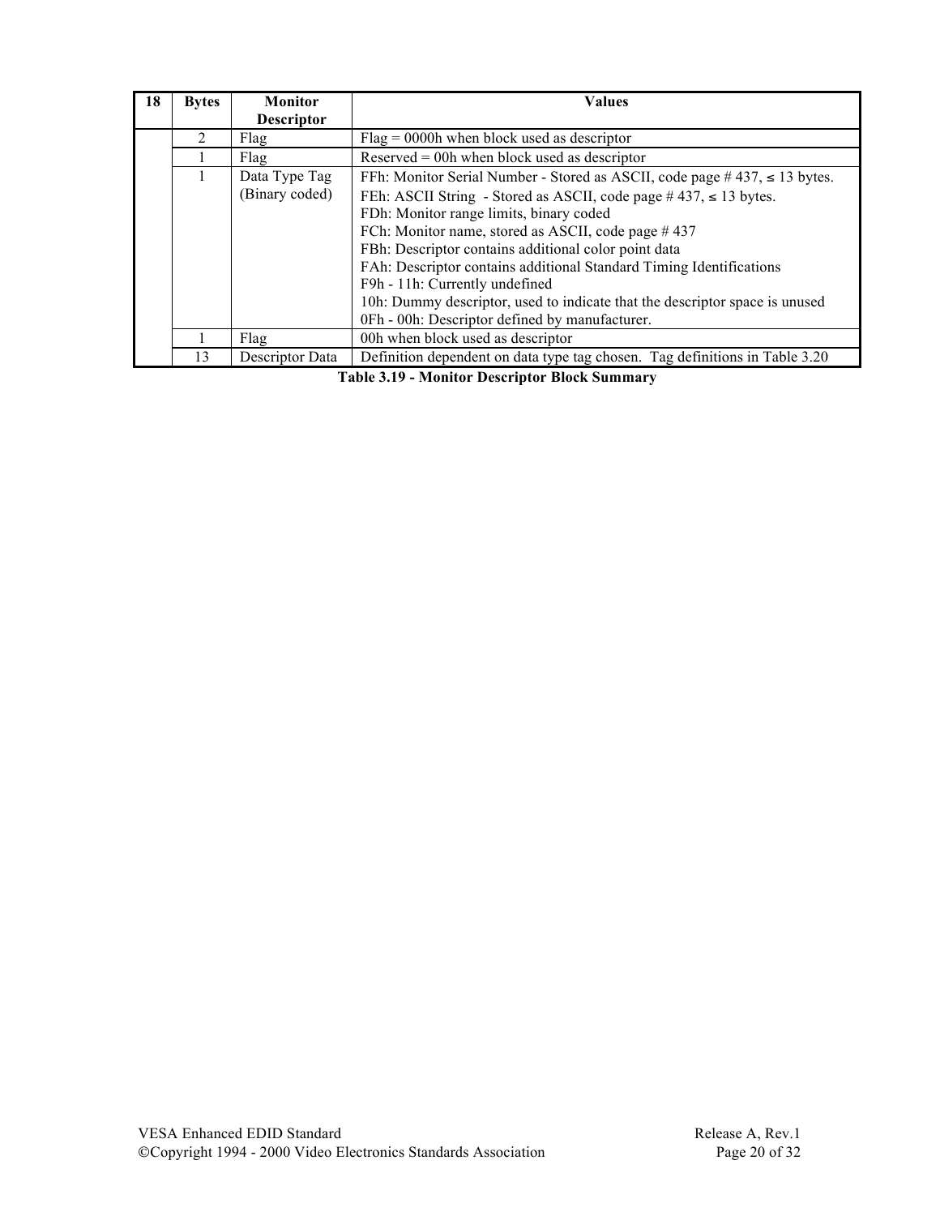| 18 | Bytes | Monitor Descriptor | Values |
|---|---|---|---|
| | 2 | Flag | Flag = 0000h when block used as descriptor |
| | 1 | Flag | Reserved = 00h when block used as descriptor |
| | 1 | Data Type Tag (Binary coded) | FFh: Monitor Serial Number - Stored as ASCII, code page # 437, ≤ 13 bytes.<br>FEh: ASCII String - Stored as ASCII, code page # 437, ≤ 13 bytes.<br>FDh: Monitor range limits, binary coded<br>FCh: Monitor name, stored as ASCII, code page # 437<br>FBh: Descriptor contains additional color point data<br>FAh: Descriptor contains additional Standard Timing Identifications<br>F9h - 11h: Currently undefined<br>10h: Dummy descriptor, used to indicate that the descriptor space is unused<br>0Fh - 00h: Descriptor defined by manufacturer. |
| | 1 | Flag | 00h when block used as descriptor |
| | 13 | Descriptor Data | Definition dependent on data type tag chosen. Tag definitions in Table 3.20 |

**Table 3.19 - Monitor Descriptor Block Summary**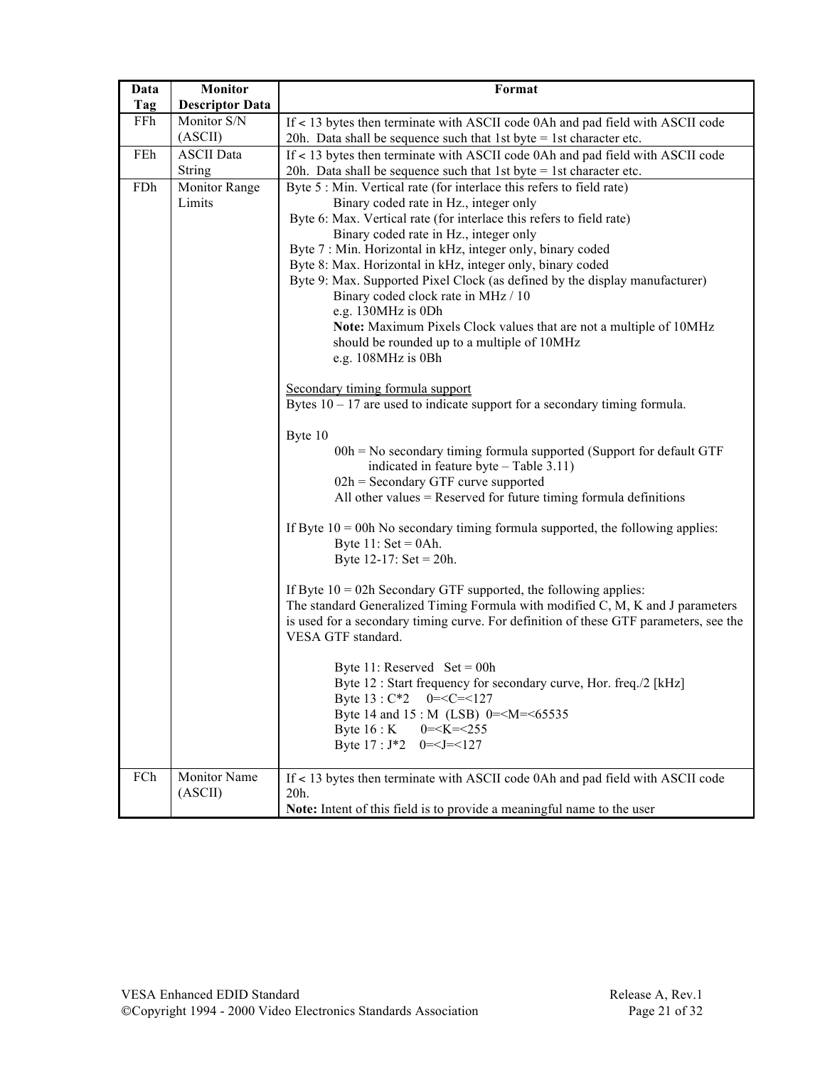| Data Tag | Monitor Descriptor Data | Format |
|---|---|---|
| FFh | Monitor S/N (ASCII) | If < 13 bytes then terminate with ASCII code 0Ah and pad field with ASCII code 20h. Data shall be sequence such that 1st byte = 1st character etc. |
| FEh | ASCII Data String | If < 13 bytes then terminate with ASCII code 0Ah and pad field with ASCII code 20h. Data shall be sequence such that 1st byte = 1st character etc. |
| FDh | Monitor Range Limits | Byte 5 : Min. Vertical rate (for interlace this refers to field rate)<br>Binary coded rate in Hz., integer only<br>Byte 6: Max. Vertical rate (for interlace this refers to field rate)<br>Binary coded rate in Hz., integer only<br>Byte 7 : Min. Horizontal in kHz, integer only, binary coded<br>Byte 8: Max. Horizontal in kHz, integer only, binary coded<br>Byte 9: Max. Supported Pixel Clock (as defined by the display manufacturer)<br>Binary coded clock rate in MHz / 10<br>e.g. 130MHz is 0Dh<br>**Note:** Maximum Pixels Clock values that are not a multiple of 10MHz should be rounded up to a multiple of 10MHz<br>e.g. 108MHz is 0Bh<br><br>Secondary timing formula support<br>Bytes 10 – 17 are used to indicate support for a secondary timing formula.<br><br>Byte 10<br>00h = No secondary timing formula supported (Support for default GTF indicated in feature byte – Table 3.11)<br>02h = Secondary GTF curve supported<br>All other values = Reserved for future timing formula definitions<br><br>If Byte 10 = 00h No secondary timing formula supported, the following applies:<br>Byte 11: Set = 0Ah.<br>Byte 12-17: Set = 20h.<br><br>If Byte 10 = 02h Secondary GTF supported, the following applies:<br>The standard Generalized Timing Formula with modified C, M, K and J parameters is used for a secondary timing curve. For definition of these GTF parameters, see the VESA GTF standard.<br><br>Byte 11: Reserved Set = 00h<br>Byte 12 : Start frequency for secondary curve, Hor. freq./2 [kHz]<br>Byte 13 : C*2 0=<C=<127<br>Byte 14 and 15 : M (LSB) 0=<M=<65535<br>Byte 16 : K 0=<K=<255<br>Byte 17 : J*2 0=<J=<127 |
| FCh | Monitor Name (ASCII) | If < 13 bytes then terminate with ASCII code 0Ah and pad field with ASCII code 20h.<br>**Note:** Intent of this field is to provide a meaningful name to the user |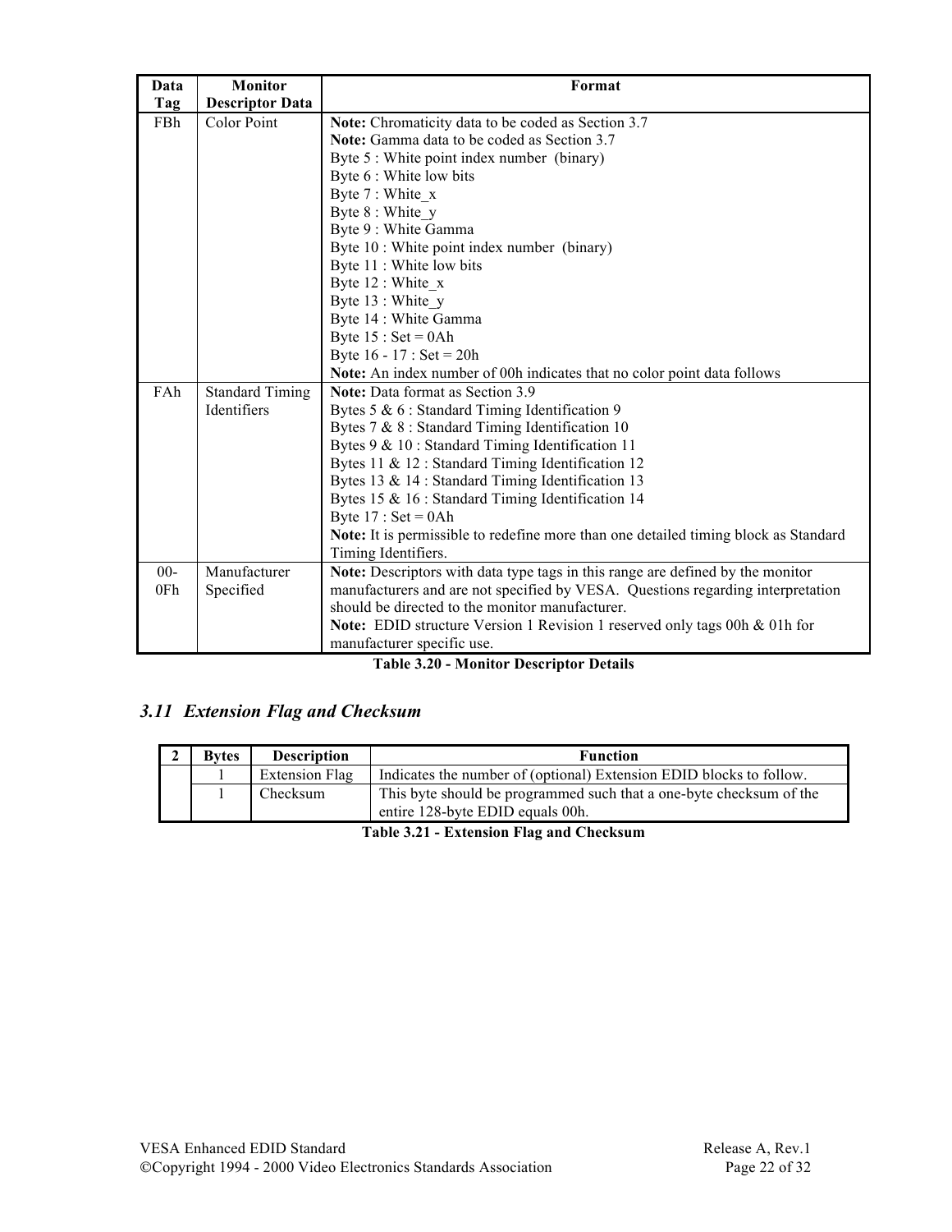| Data Tag | Monitor Descriptor Data | Format |
|---|---|---|
| FBh | Color Point | **Note:** Chromaticity data to be coded as Section 3.7<br>**Note:** Gamma data to be coded as Section 3.7<br>Byte 5 : White point index number (binary)<br>Byte 6 : White low bits<br>Byte 7 : White_x<br>Byte 8 : White_y<br>Byte 9 : White Gamma<br>Byte 10 : White point index number (binary)<br>Byte 11 : White low bits<br>Byte 12 : White_x<br>Byte 13 : White_y<br>Byte 14 : White Gamma<br>Byte 15 : Set = 0Ah<br>Byte 16 - 17 : Set = 20h<br>**Note:** An index number of 00h indicates that no color point data follows |
| FAh | Standard Timing Identifiers | **Note:** Data format as Section 3.9<br>Bytes 5 & 6 : Standard Timing Identification 9<br>Bytes 7 & 8 : Standard Timing Identification 10<br>Bytes 9 & 10 : Standard Timing Identification 11<br>Bytes 11 & 12 : Standard Timing Identification 12<br>Bytes 13 & 14 : Standard Timing Identification 13<br>Bytes 15 & 16 : Standard Timing Identification 14<br>Byte 17 : Set = 0Ah<br>**Note:** It is permissible to redefine more than one detailed timing block as Standard Timing Identifiers. |
| 00-0Fh | Manufacturer Specified | **Note:** Descriptors with data type tags in this range are defined by the monitor manufacturers and are not specified by VESA. Questions regarding interpretation should be directed to the monitor manufacturer.<br>**Note:** EDID structure Version 1 Revision 1 reserved only tags 00h & 01h for manufacturer specific use. |

**Table 3.20 - Monitor Descriptor Details**

### *3.11 Extension Flag and Checksum*

| 2 | Bytes | Description | Function |
|---|---|---|---|
| | 1 | Extension Flag | Indicates the number of (optional) Extension EDID blocks to follow. |
| | 1 | Checksum | This byte should be programmed such that a one-byte checksum of the entire 128-byte EDID equals 00h. |

**Table 3.21 - Extension Flag and Checksum**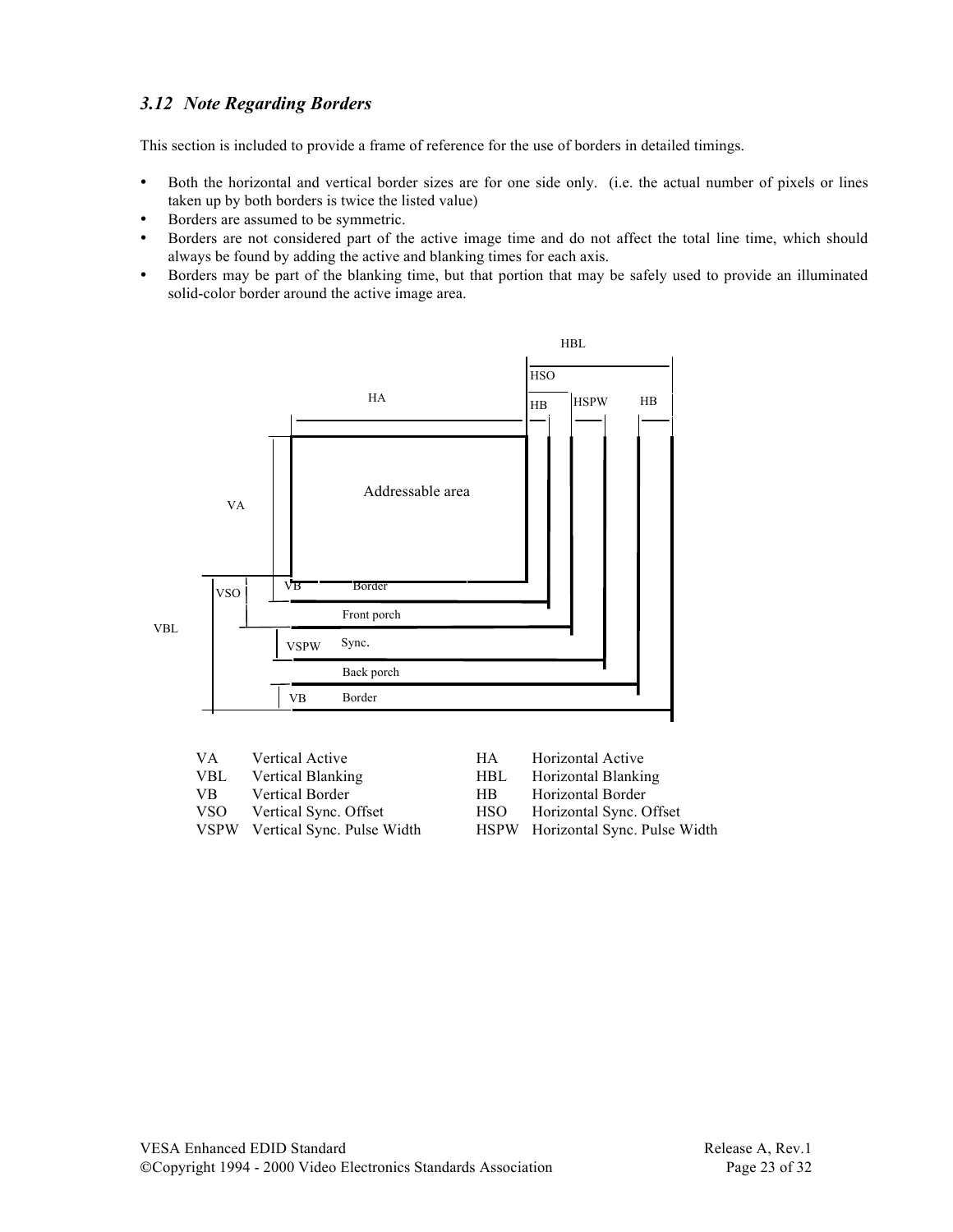### *3.12 Note Regarding Borders*

This section is included to provide a frame of reference for the use of borders in detailed timings.

- Both the horizontal and vertical border sizes are for one side only. (i.e. the actual number of pixels or lines taken up by both borders is twice the listed value)
- Borders are assumed to be symmetric.
- Borders are not considered part of the active image time and do not affect the total line time, which should always be found by adding the active and blanking times for each axis.
- Borders may be part of the blanking time, but that portion that may be safely used to provide an illuminated solid-color border around the active image area.

| | | | | |
|---|---|---|---|---|
| VA | Vertical Active | | HA | Horizontal Active |
| VBL | Vertical Blanking | | HBL | Horizontal Blanking |
| VB | Vertical Border | | HB | Horizontal Border |
| VSO | Vertical Sync. Offset | | HSO | Horizontal Sync. Offset |
| VSPW | Vertical Sync. Pulse Width | | HSPW | Horizontal Sync. Pulse Width |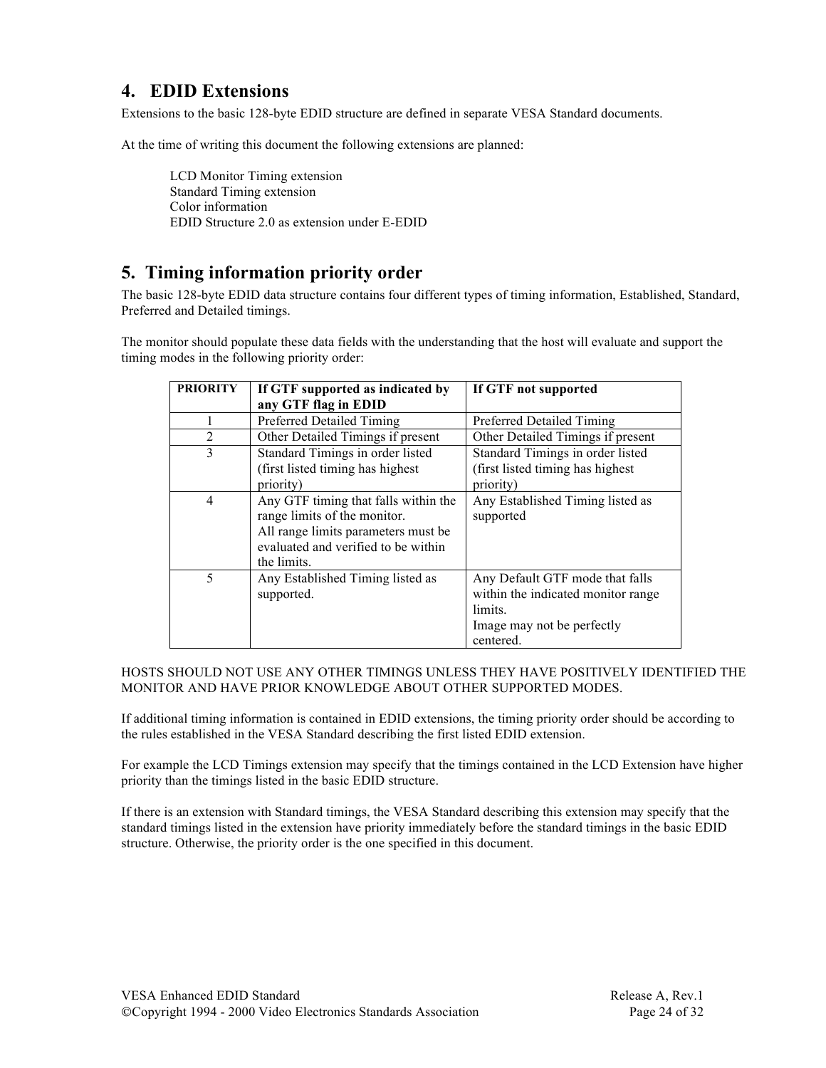# 4. EDID Extensions

Extensions to the basic 128-byte EDID structure are defined in separate VESA Standard documents.

At the time of writing this document the following extensions are planned:

LCD Monitor Timing extension
Standard Timing extension
Color information
EDID Structure 2.0 as extension under E-EDID

# 5. Timing information priority order

The basic 128-byte EDID data structure contains four different types of timing information, Established, Standard, Preferred and Detailed timings.

The monitor should populate these data fields with the understanding that the host will evaluate and support the timing modes in the following priority order:

| PRIORITY | If GTF supported as indicated by any GTF flag in EDID | If GTF not supported |
|---|---|---|
| 1 | Preferred Detailed Timing | Preferred Detailed Timing |
| 2 | Other Detailed Timings if present | Other Detailed Timings if present |
| 3 | Standard Timings in order listed (first listed timing has highest priority) | Standard Timings in order listed (first listed timing has highest priority) |
| 4 | Any GTF timing that falls within the range limits of the monitor. All range limits parameters must be evaluated and verified to be within the limits. | Any Established Timing listed as supported |
| 5 | Any Established Timing listed as supported. | Any Default GTF mode that falls within the indicated monitor range limits. Image may not be perfectly centered. |

HOSTS SHOULD NOT USE ANY OTHER TIMINGS UNLESS THEY HAVE POSITIVELY IDENTIFIED THE MONITOR AND HAVE PRIOR KNOWLEDGE ABOUT OTHER SUPPORTED MODES.

If additional timing information is contained in EDID extensions, the timing priority order should be according to the rules established in the VESA Standard describing the first listed EDID extension.

For example the LCD Timings extension may specify that the timings contained in the LCD Extension have higher priority than the timings listed in the basic EDID structure.

If there is an extension with Standard timings, the VESA Standard describing this extension may specify that the standard timings listed in the extension have priority immediately before the standard timings in the basic EDID structure. Otherwise, the priority order is the one specified in this document.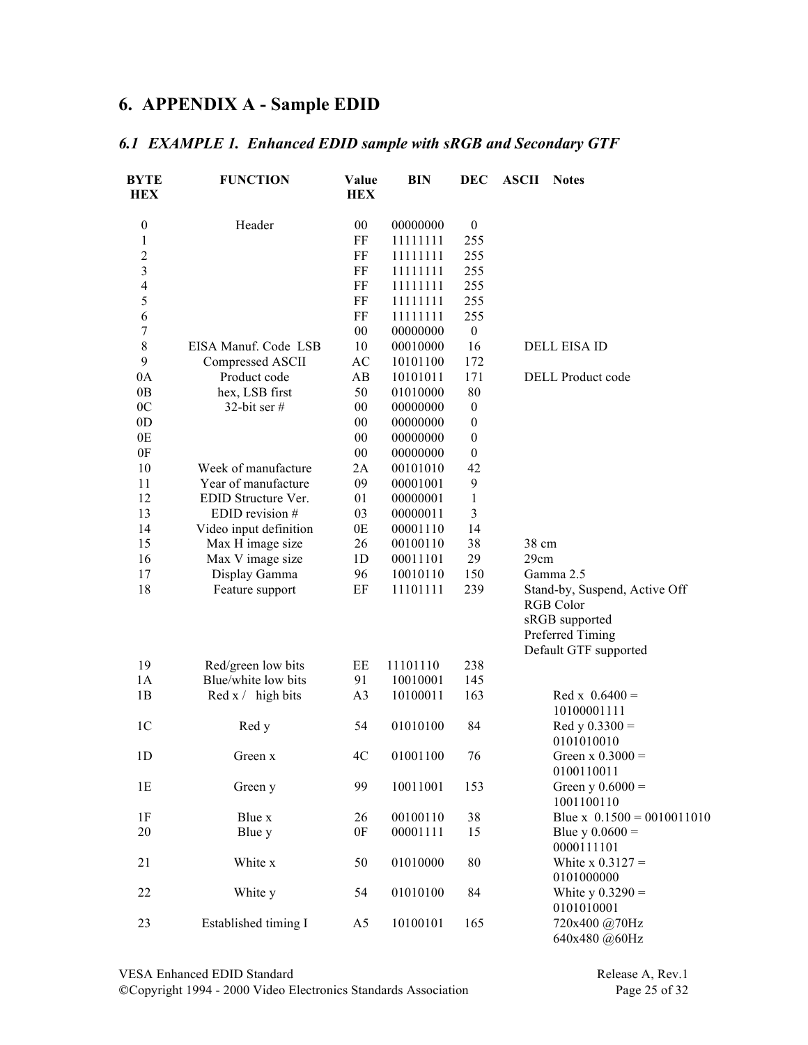## 6. APPENDIX A - Sample EDID

### *6.1 EXAMPLE 1. Enhanced EDID sample with sRGB and Secondary GTF*

| BYTE HEX | FUNCTION | Value HEX | BIN | DEC | ASCII | Notes |
|---|---|---|---|---|---|---|
| 0 | Header | 00 | 00000000 | 0 | | |
| 1 | | FF | 11111111 | 255 | | |
| 2 | | FF | 11111111 | 255 | | |
| 3 | | FF | 11111111 | 255 | | |
| 4 | | FF | 11111111 | 255 | | |
| 5 | | FF | 11111111 | 255 | | |
| 6 | | FF | 11111111 | 255 | | |
| 7 | | 00 | 00000000 | 0 | | |
| 8 | EISA Manuf. Code LSB | 10 | 00010000 | 16 | | DELL EISA ID |
| 9 | Compressed ASCII | AC | 10101100 | 172 | | |
| 0A | Product code | AB | 10101011 | 171 | | DELL Product code |
| 0B | hex, LSB first | 50 | 01010000 | 80 | | |
| 0C | 32-bit ser # | 00 | 00000000 | 0 | | |
| 0D | | 00 | 00000000 | 0 | | |
| 0E | | 00 | 00000000 | 0 | | |
| 0F | | 00 | 00000000 | 0 | | |
| 10 | Week of manufacture | 2A | 00101010 | 42 | | |
| 11 | Year of manufacture | 09 | 00001001 | 9 | | |
| 12 | EDID Structure Ver. | 01 | 00000001 | 1 | | |
| 13 | EDID revision # | 03 | 00000011 | 3 | | |
| 14 | Video input definition | 0E | 00001110 | 14 | | |
| 15 | Max H image size | 26 | 00100110 | 38 | | 38 cm |
| 16 | Max V image size | 1D | 00011101 | 29 | | 29cm |
| 17 | Display Gamma | 96 | 10010110 | 150 | | Gamma 2.5 |
| 18 | Feature support | EF | 11101111 | 239 | | Stand-by, Suspend, Active Off<br>RGB Color<br>sRGB supported<br>Preferred Timing<br>Default GTF supported |
| 19 | Red/green low bits | EE | 11101110 | 238 | | |
| 1A | Blue/white low bits | 91 | 10010001 | 145 | | |
| 1B | Red x / high bits | A3 | 10100011 | 163 | | Red x 0.6400 = 10100001111 |
| 1C | Red y | 54 | 01010100 | 84 | | Red y 0.3300 = 0101010010 |
| 1D | Green x | 4C | 01001100 | 76 | | Green x 0.3000 = 0100110011 |
| 1E | Green y | 99 | 10011001 | 153 | | Green y 0.6000 = 1001100110 |
| 1F | Blue x | 26 | 00100110 | 38 | | Blue x 0.1500 = 0010011010 |
| 20 | Blue y | 0F | 00001111 | 15 | | Blue y 0.0600 = 0000111101 |
| 21 | White x | 50 | 01010000 | 80 | | White x 0.3127 = 0101000000 |
| 22 | White y | 54 | 01010100 | 84 | | White y 0.3290 = 0101010001 |
| 23 | Established timing I | A5 | 10100101 | 165 | | 720x400 @70Hz<br>640x480 @60Hz |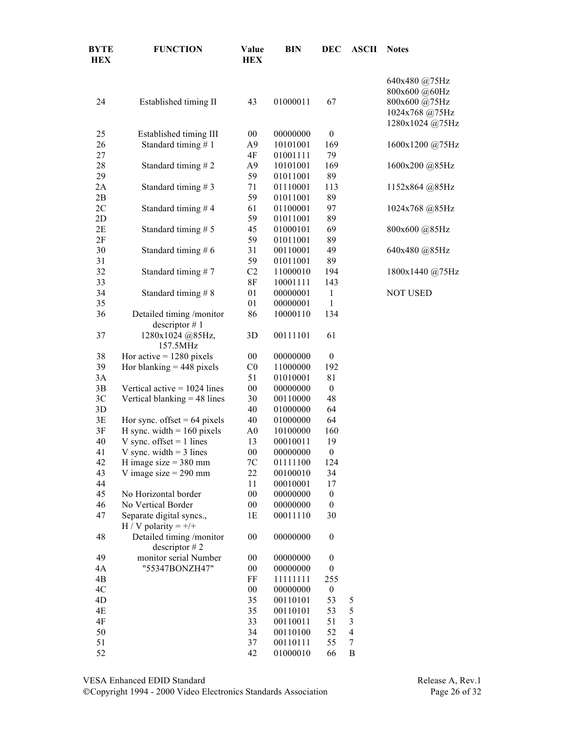| BYTE HEX | FUNCTION | Value HEX | BIN | DEC | ASCII | Notes |
|---|---|---|---|---|---|---|
| 24 | Established timing II | 43 | 01000011 | 67 | | 640x480 @75Hz<br>800x600 @60Hz<br>800x600 @75Hz<br>1024x768 @75Hz<br>1280x1024 @75Hz |
| 25 | Established timing III | 00 | 00000000 | 0 | | |
| 26 | Standard timing # 1 | A9 | 10101001 | 169 | | 1600x1200 @75Hz |
| 27 | | 4F | 01001111 | 79 | | |
| 28 | Standard timing # 2 | A9 | 10101001 | 169 | | 1600x200 @85Hz |
| 29 | | 59 | 01011001 | 89 | | |
| 2A | Standard timing # 3 | 71 | 01110001 | 113 | | 1152x864 @85Hz |
| 2B | | 59 | 01011001 | 89 | | |
| 2C | Standard timing # 4 | 61 | 01100001 | 97 | | 1024x768 @85Hz |
| 2D | | 59 | 01011001 | 89 | | |
| 2E | Standard timing # 5 | 45 | 01000101 | 69 | | 800x600 @85Hz |
| 2F | | 59 | 01011001 | 89 | | |
| 30 | Standard timing # 6 | 31 | 00110001 | 49 | | 640x480 @85Hz |
| 31 | | 59 | 01011001 | 89 | | |
| 32 | Standard timing # 7 | C2 | 11000010 | 194 | | 1800x1440 @75Hz |
| 33 | | 8F | 10001111 | 143 | | |
| 34 | Standard timing # 8 | 01 | 00000001 | 1 | | NOT USED |
| 35 | | 01 | 00000001 | 1 | | |
| 36 | Detailed timing /monitor descriptor # 1 | 86 | 10000110 | 134 | | |
| 37 | 1280x1024 @85Hz, 157.5MHz | 3D | 00111101 | 61 | | |
| 38 | Hor active = 1280 pixels | 00 | 00000000 | 0 | | |
| 39 | Hor blanking = 448 pixels | C0 | 11000000 | 192 | | |
| 3A | | 51 | 01010001 | 81 | | |
| 3B | Vertical active = 1024 lines | 00 | 00000000 | 0 | | |
| 3C | Vertical blanking = 48 lines | 30 | 00110000 | 48 | | |
| 3D | | 40 | 01000000 | 64 | | |
| 3E | Hor sync. offset = 64 pixels | 40 | 01000000 | 64 | | |
| 3F | H sync. width = 160 pixels | A0 | 10100000 | 160 | | |
| 40 | V sync. offset = 1 lines | 13 | 00010011 | 19 | | |
| 41 | V sync. width = 3 lines | 00 | 00000000 | 0 | | |
| 42 | H image size = 380 mm | 7C | 01111100 | 124 | | |
| 43 | V image size = 290 mm | 22 | 00100010 | 34 | | |
| 44 | | 11 | 00010001 | 17 | | |
| 45 | No Horizontal border | 00 | 00000000 | 0 | | |
| 46 | No Vertical Border | 00 | 00000000 | 0 | | |
| 47 | Separate digital syncs., H / V polarity = +/+ | 1E | 00011110 | 30 | | |
| 48 | Detailed timing /monitor descriptor # 2 | 00 | 00000000 | 0 | | |
| 49 | monitor serial Number | 00 | 00000000 | 0 | | |
| 4A | "55347BONZH47" | 00 | 00000000 | 0 | | |
| 4B | | FF | 11111111 | 255 | | |
| 4C | | 00 | 00000000 | 0 | | |
| 4D | | 35 | 00110101 | 53 | 5 | |
| 4E | | 35 | 00110101 | 53 | 5 | |
| 4F | | 33 | 00110011 | 51 | 3 | |
| 50 | | 34 | 00110100 | 52 | 4 | |
| 51 | | 37 | 00110111 | 55 | 7 | |
| 52 | | 42 | 01000010 | 66 | B | |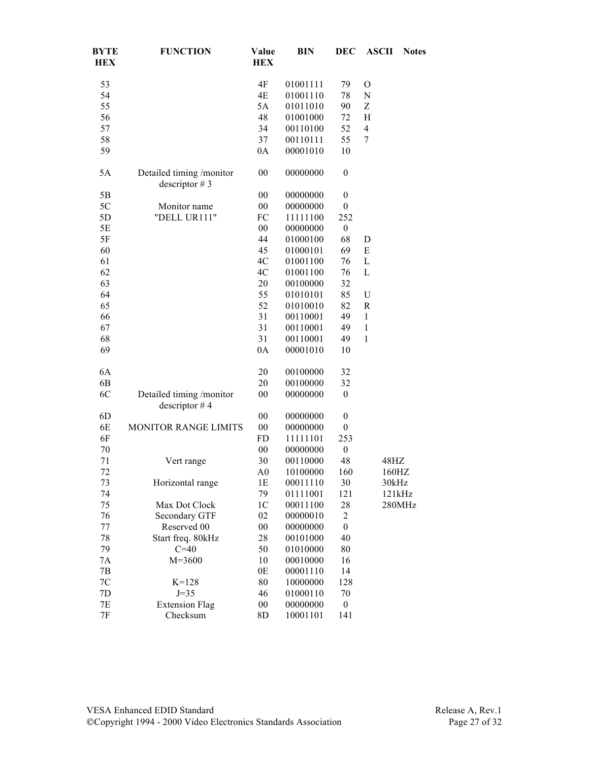| BYTE HEX | FUNCTION | Value HEX | BIN | DEC | ASCII | Notes |
|---|---|---|---|---|---|---|
| 53 | | 4F | 01001111 | 79 | O | |
| 54 | | 4E | 01001110 | 78 | N | |
| 55 | | 5A | 01011010 | 90 | Z | |
| 56 | | 48 | 01001000 | 72 | H | |
| 57 | | 34 | 00110100 | 52 | 4 | |
| 58 | | 37 | 00110111 | 55 | 7 | |
| 59 | | 0A | 00001010 | 10 | | |
| 5A | Detailed timing /monitor descriptor # 3 | 00 | 00000000 | 0 | | |
| 5B | | 00 | 00000000 | 0 | | |
| 5C | Monitor name | 00 | 00000000 | 0 | | |
| 5D | "DELL UR111" | FC | 11111100 | 252 | | |
| 5E | | 00 | 00000000 | 0 | | |
| 5F | | 44 | 01000100 | 68 | D | |
| 60 | | 45 | 01000101 | 69 | E | |
| 61 | | 4C | 01001100 | 76 | L | |
| 62 | | 4C | 01001100 | 76 | L | |
| 63 | | 20 | 00100000 | 32 | | |
| 64 | | 55 | 01010101 | 85 | U | |
| 65 | | 52 | 01010010 | 82 | R | |
| 66 | | 31 | 00110001 | 49 | 1 | |
| 67 | | 31 | 00110001 | 49 | 1 | |
| 68 | | 31 | 00110001 | 49 | 1 | |
| 69 | | 0A | 00001010 | 10 | | |
| 6A | | 20 | 00100000 | 32 | | |
| 6B | | 20 | 00100000 | 32 | | |
| 6C | Detailed timing /monitor descriptor # 4 | 00 | 00000000 | 0 | | |
| 6D | | 00 | 00000000 | 0 | | |
| 6E | MONITOR RANGE LIMITS | 00 | 00000000 | 0 | | |
| 6F | | FD | 11111101 | 253 | | |
| 70 | | 00 | 00000000 | 0 | | |
| 71 | Vert range | 30 | 00110000 | 48 | | 48HZ |
| 72 | | A0 | 10100000 | 160 | | 160HZ |
| 73 | Horizontal range | 1E | 00011110 | 30 | | 30kHz |
| 74 | | 79 | 01111001 | 121 | | 121kHz |
| 75 | Max Dot Clock | 1C | 00011100 | 28 | | 280MHz |
| 76 | Secondary GTF | 02 | 00000010 | 2 | | |
| 77 | Reserved 00 | 00 | 00000000 | 0 | | |
| 78 | Start freq. 80kHz | 28 | 00101000 | 40 | | |
| 79 | C=40 | 50 | 01010000 | 80 | | |
| 7A | M=3600 | 10 | 00010000 | 16 | | |
| 7B | | 0E | 00001110 | 14 | | |
| 7C | K=128 | 80 | 10000000 | 128 | | |
| 7D | J=35 | 46 | 01000110 | 70 | | |
| 7E | Extension Flag | 00 | 00000000 | 0 | | |
| 7F | Checksum | 8D | 10001101 | 141 | | |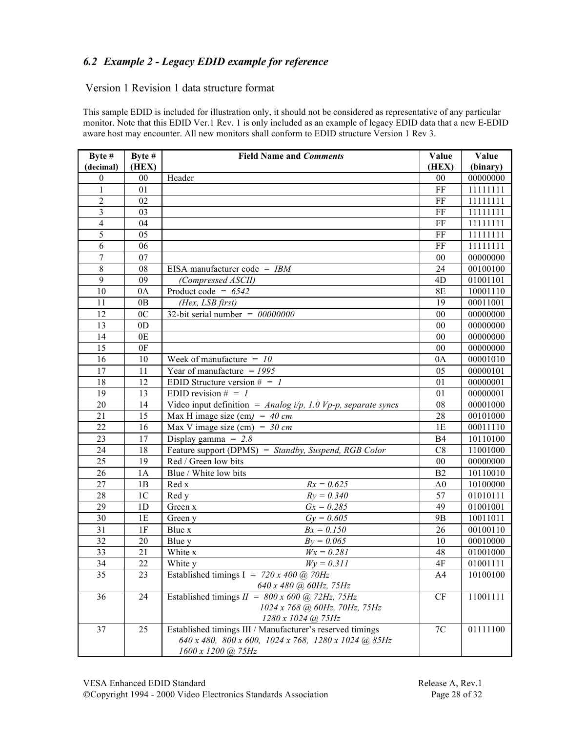### 6.2 *Example 2 - Legacy EDID example for reference*

Version 1 Revision 1 data structure format

This sample EDID is included for illustration only, it should not be considered as representative of any particular monitor. Note that this EDID Ver.1 Rev. 1 is only included as an example of legacy EDID data that a new E-EDID aware host may encounter. All new monitors shall conform to EDID structure Version 1 Rev 3.

| Byte # (decimal) | Byte # (HEX) | Field Name and *Comments* | Value (HEX) | Value (binary) |
|---|---|---|---|---|
| 0 | 00 | Header | 00 | 00000000 |
| 1 | 01 | | FF | 11111111 |
| 2 | 02 | | FF | 11111111 |
| 3 | 03 | | FF | 11111111 |
| 4 | 04 | | FF | 11111111 |
| 5 | 05 | | FF | 11111111 |
| 6 | 06 | | FF | 11111111 |
| 7 | 07 | | 00 | 00000000 |
| 8 | 08 | EISA manufacturer code = *IBM* | 24 | 00100100 |
| 9 | 09 | *(Compressed ASCII)* | 4D | 01001101 |
| 10 | 0A | Product code = *6542* | 8E | 10001110 |
| 11 | 0B | *(Hex, LSB first)* | 19 | 00011001 |
| 12 | 0C | 32-bit serial number = *00000000* | 00 | 00000000 |
| 13 | 0D | | 00 | 00000000 |
| 14 | 0E | | 00 | 00000000 |
| 15 | 0F | | 00 | 00000000 |
| 16 | 10 | Week of manufacture = *10* | 0A | 00001010 |
| 17 | 11 | Year of manufacture = *1995* | 05 | 00000101 |
| 18 | 12 | EDID Structure version # = *1* | 01 | 00000001 |
| 19 | 13 | EDID revision # = *1* | 01 | 00000001 |
| 20 | 14 | Video input definition = *Analog i/p, 1.0 Vp-p, separate syncs* | 08 | 00001000 |
| 21 | 15 | Max H image size (cm) = *40 cm* | 28 | 00101000 |
| 22 | 16 | Max V image size (cm) = *30 cm* | 1E | 00011110 |
| 23 | 17 | Display gamma = *2.8* | B4 | 10110100 |
| 24 | 18 | Feature support (DPMS) = *Standby, Suspend, RGB Color* | C8 | 11001000 |
| 25 | 19 | Red / Green low bits | 00 | 00000000 |
| 26 | 1A | Blue / White low bits | B2 | 10110010 |
| 27 | 1B | Red x *Rx = 0.625* | A0 | 10100000 |
| 28 | 1C | Red y *Ry = 0.340* | 57 | 01010111 |
| 29 | 1D | Green x *Gx = 0.285* | 49 | 01001001 |
| 30 | 1E | Green y *Gy = 0.605* | 9B | 10011011 |
| 31 | 1F | Blue x *Bx = 0.150* | 26 | 00100110 |
| 32 | 20 | Blue y *By = 0.065* | 10 | 00010000 |
| 33 | 21 | White x *Wx = 0.281* | 48 | 01001000 |
| 34 | 22 | White y *Wy = 0.311* | 4F | 01001111 |
| 35 | 23 | Established timings I = *720 x 400 @ 70Hz* <br> *640 x 480 @ 60Hz, 75Hz* | A4 | 10100100 |
| 36 | 24 | Established timings *II* = *800 x 600 @ 72Hz, 75Hz* <br> *1024 x 768 @ 60Hz, 70Hz, 75Hz* <br> *1280 x 1024 @ 75Hz* | CF | 11001111 |
| 37 | 25 | Established timings III / Manufacturer's reserved timings <br> *640 x 480, 800 x 600, 1024 x 768, 1280 x 1024 @ 85Hz* <br> *1600 x 1200 @ 75Hz* | 7C | 01111100 |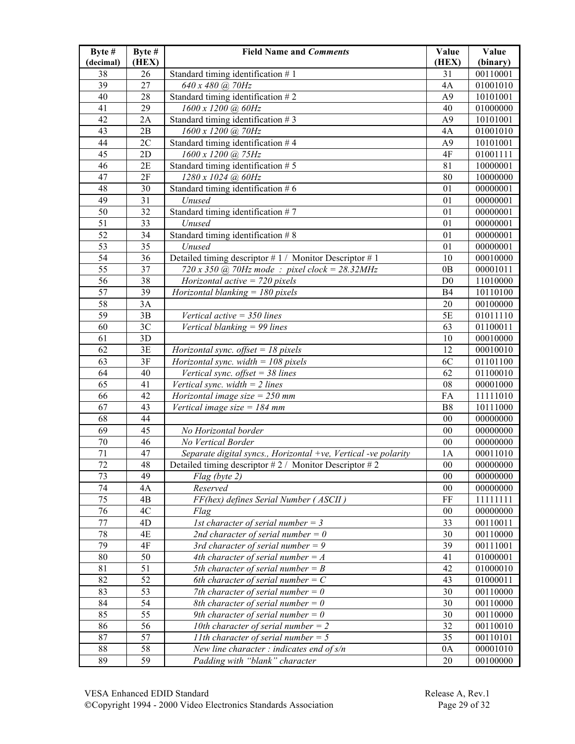| Byte # (decimal) | Byte # (HEX) | Field Name and *Comments* | Value (HEX) | Value (binary) |
|---|---|---|---|---|
| 38 | 26 | Standard timing identification # 1 | 31 | 00110001 |
| 39 | 27 | *640 x 480 @ 70Hz* | 4A | 01001010 |
| 40 | 28 | Standard timing identification # 2 | A9 | 10101001 |
| 41 | 29 | *1600 x 1200 @ 60Hz* | 40 | 01000000 |
| 42 | 2A | Standard timing identification # 3 | A9 | 10101001 |
| 43 | 2B | *1600 x 1200 @ 70Hz* | 4A | 01001010 |
| 44 | 2C | Standard timing identification # 4 | A9 | 10101001 |
| 45 | 2D | *1600 x 1200 @ 75Hz* | 4F | 01001111 |
| 46 | 2E | Standard timing identification # 5 | 81 | 10000001 |
| 47 | 2F | *1280 x 1024 @ 60Hz* | 80 | 10000000 |
| 48 | 30 | Standard timing identification # 6 | 01 | 00000001 |
| 49 | 31 | *Unused* | 01 | 00000001 |
| 50 | 32 | Standard timing identification # 7 | 01 | 00000001 |
| 51 | 33 | *Unused* | 01 | 00000001 |
| 52 | 34 | Standard timing identification # 8 | 01 | 00000001 |
| 53 | 35 | *Unused* | 01 | 00000001 |
| 54 | 36 | Detailed timing descriptor # 1 / Monitor Descriptor # 1 | 10 | 00010000 |
| 55 | 37 | *720 x 350 @ 70Hz mode : pixel clock = 28.32MHz* | 0B | 00001011 |
| 56 | 38 | *Horizontal active = 720 pixels* | D0 | 11010000 |
| 57 | 39 | *Horizontal blanking = 180 pixels* | B4 | 10110100 |
| 58 | 3A | | 20 | 00100000 |
| 59 | 3B | *Vertical active = 350 lines* | 5E | 01011110 |
| 60 | 3C | *Vertical blanking = 99 lines* | 63 | 01100011 |
| 61 | 3D | | 10 | 00010000 |
| 62 | 3E | *Horizontal sync. offset = 18 pixels* | 12 | 00010010 |
| 63 | 3F | *Horizontal sync. width = 108 pixels* | 6C | 01101100 |
| 64 | 40 | *Vertical sync. offset = 38 lines* | 62 | 01100010 |
| 65 | 41 | *Vertical sync. width = 2 lines* | 08 | 00001000 |
| 66 | 42 | *Horizontal image size = 250 mm* | FA | 11111010 |
| 67 | 43 | *Vertical image size = 184 mm* | B8 | 10111000 |
| 68 | 44 | | 00 | 00000000 |
| 69 | 45 | *No Horizontal border* | 00 | 00000000 |
| 70 | 46 | *No Vertical Border* | 00 | 00000000 |
| 71 | 47 | *Separate digital syncs., Horizontal +ve, Vertical -ve polarity* | 1A | 00011010 |
| 72 | 48 | Detailed timing descriptor # 2 / Monitor Descriptor # 2 | 00 | 00000000 |
| 73 | 49 | *Flag (byte 2)* | 00 | 00000000 |
| 74 | 4A | *Reserved* | 00 | 00000000 |
| 75 | 4B | *FF(hex) defines Serial Number ( ASCII )* | FF | 11111111 |
| 76 | 4C | *Flag* | 00 | 00000000 |
| 77 | 4D | *1st character of serial number = 3* | 33 | 00110011 |
| 78 | 4E | *2nd character of serial number = 0* | 30 | 00110000 |
| 79 | 4F | *3rd character of serial number = 9* | 39 | 00111001 |
| 80 | 50 | *4th character of serial number = A* | 41 | 01000001 |
| 81 | 51 | *5th character of serial number = B* | 42 | 01000010 |
| 82 | 52 | *6th character of serial number = C* | 43 | 01000011 |
| 83 | 53 | *7th character of serial number = 0* | 30 | 00110000 |
| 84 | 54 | *8th character of serial number = 0* | 30 | 00110000 |
| 85 | 55 | *9th character of serial number = 0* | 30 | 00110000 |
| 86 | 56 | *10th character of serial number = 2* | 32 | 00110010 |
| 87 | 57 | *11th character of serial number = 5* | 35 | 00110101 |
| 88 | 58 | *New line character : indicates end of s/n* | 0A | 00001010 |
| 89 | 59 | *Padding with "blank" character* | 20 | 00100000 |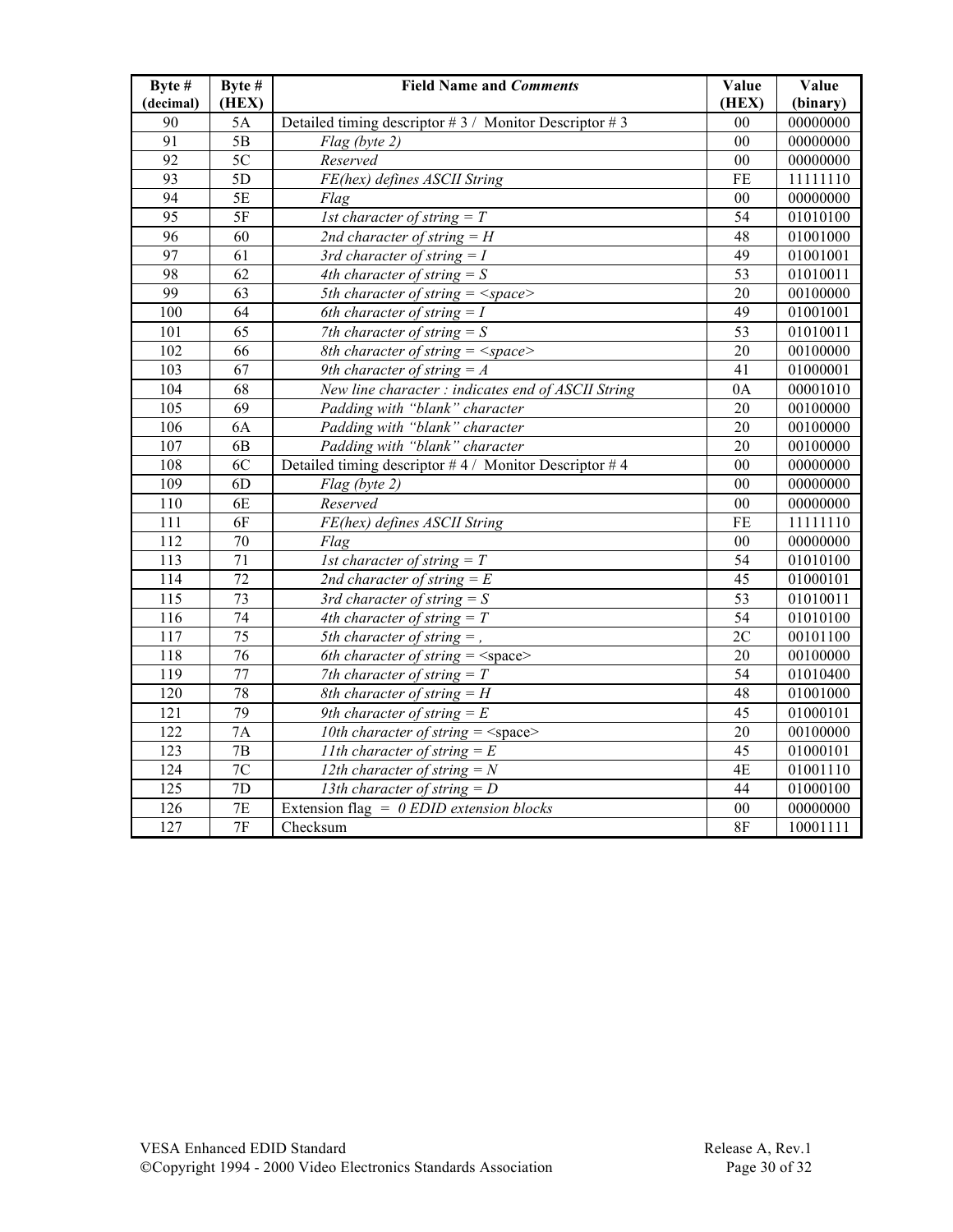| Byte # (decimal) | Byte # (HEX) | Field Name and *Comments* | Value (HEX) | Value (binary) |
|---|---|---|---|---|
| 90 | 5A | Detailed timing descriptor # 3 / Monitor Descriptor # 3 | 00 | 00000000 |
| 91 | 5B | *Flag (byte 2)* | 00 | 00000000 |
| 92 | 5C | *Reserved* | 00 | 00000000 |
| 93 | 5D | *FE(hex) defines ASCII String* | FE | 11111110 |
| 94 | 5E | *Flag* | 00 | 00000000 |
| 95 | 5F | *1st character of string = T* | 54 | 01010100 |
| 96 | 60 | *2nd character of string = H* | 48 | 01001000 |
| 97 | 61 | *3rd character of string = I* | 49 | 01001001 |
| 98 | 62 | *4th character of string = S* | 53 | 01010011 |
| 99 | 63 | *5th character of string = <space>* | 20 | 00100000 |
| 100 | 64 | *6th character of string = I* | 49 | 01001001 |
| 101 | 65 | *7th character of string = S* | 53 | 01010011 |
| 102 | 66 | *8th character of string = <space>* | 20 | 00100000 |
| 103 | 67 | *9th character of string = A* | 41 | 01000001 |
| 104 | 68 | *New line character : indicates end of ASCII String* | 0A | 00001010 |
| 105 | 69 | *Padding with "blank" character* | 20 | 00100000 |
| 106 | 6A | *Padding with "blank" character* | 20 | 00100000 |
| 107 | 6B | *Padding with "blank" character* | 20 | 00100000 |
| 108 | 6C | Detailed timing descriptor # 4 / Monitor Descriptor # 4 | 00 | 00000000 |
| 109 | 6D | *Flag (byte 2)* | 00 | 00000000 |
| 110 | 6E | *Reserved* | 00 | 00000000 |
| 111 | 6F | *FE(hex) defines ASCII String* | FE | 11111110 |
| 112 | 70 | *Flag* | 00 | 00000000 |
| 113 | 71 | *1st character of string = T* | 54 | 01010100 |
| 114 | 72 | *2nd character of string = E* | 45 | 01000101 |
| 115 | 73 | *3rd character of string = S* | 53 | 01010011 |
| 116 | 74 | *4th character of string = T* | 54 | 01010100 |
| 117 | 75 | *5th character of string = ,* | 2C | 00101100 |
| 118 | 76 | *6th character of string =* <space> | 20 | 00100000 |
| 119 | 77 | *7th character of string = T* | 54 | 01010400 |
| 120 | 78 | *8th character of string = H* | 48 | 01001000 |
| 121 | 79 | *9th character of string = E* | 45 | 01000101 |
| 122 | 7A | *10th character of string =* <space> | 20 | 00100000 |
| 123 | 7B | *11th character of string = E* | 45 | 01000101 |
| 124 | 7C | *12th character of string = N* | 4E | 01001110 |
| 125 | 7D | *13th character of string = D* | 44 | 01000100 |
| 126 | 7E | Extension flag = *0 EDID extension blocks* | 00 | 00000000 |
| 127 | 7F | Checksum | 8F | 10001111 |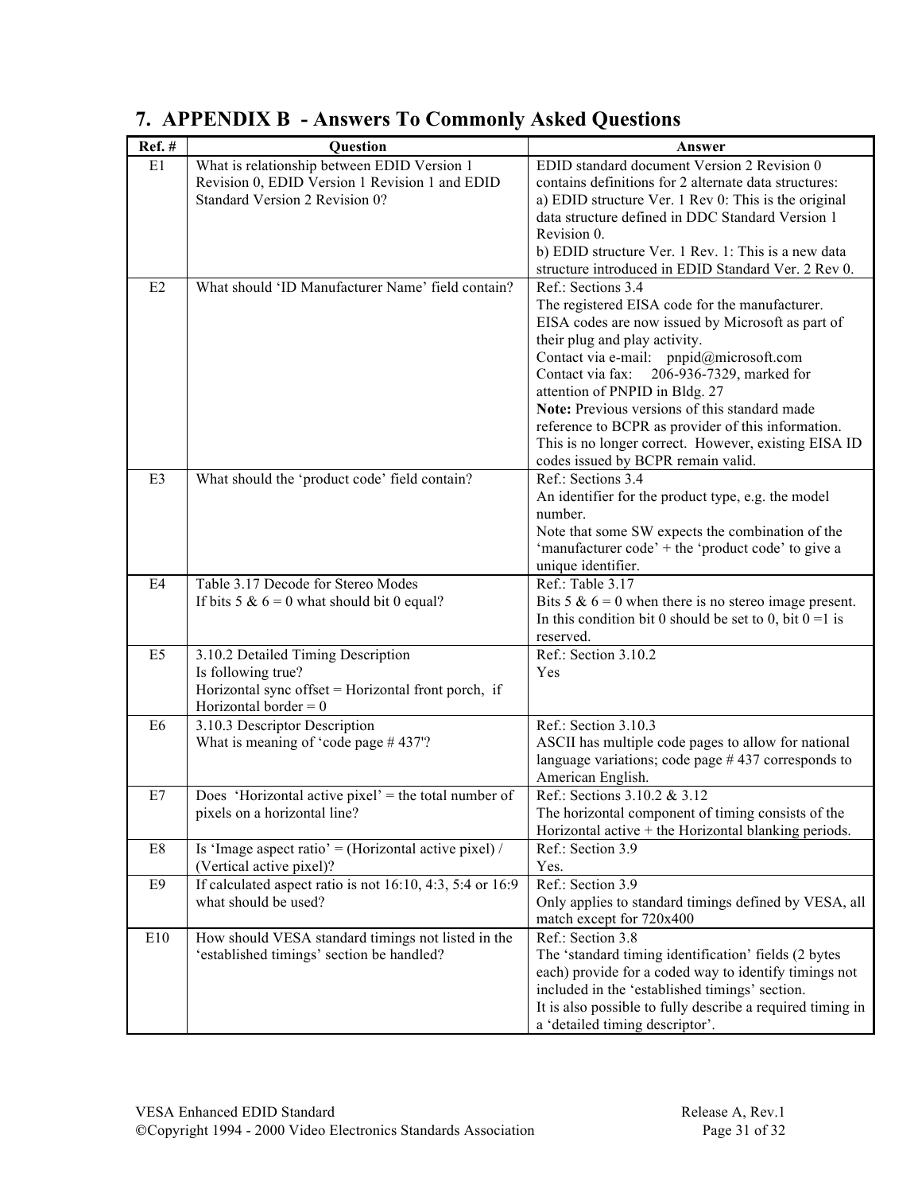# 7. APPENDIX B - Answers To Commonly Asked Questions

| Ref. # | Question | Answer |
|---|---|---|
| E1 | What is relationship between EDID Version 1 Revision 0, EDID Version 1 Revision 1 and EDID Standard Version 2 Revision 0? | EDID standard document Version 2 Revision 0 contains definitions for 2 alternate data structures:<br>a) EDID structure Ver. 1 Rev 0: This is the original data structure defined in DDC Standard Version 1 Revision 0.<br>b) EDID structure Ver. 1 Rev. 1: This is a new data structure introduced in EDID Standard Ver. 2 Rev 0. |
| E2 | What should 'ID Manufacturer Name' field contain? | Ref.: Sections 3.4<br>The registered EISA code for the manufacturer. EISA codes are now issued by Microsoft as part of their plug and play activity.<br>Contact via e-mail: pnpid@microsoft.com<br>Contact via fax: 206-936-7329, marked for attention of PNPID in Bldg. 27<br>**Note:** Previous versions of this standard made reference to BCPR as provider of this information. This is no longer correct. However, existing EISA ID codes issued by BCPR remain valid. |
| E3 | What should the 'product code' field contain? | Ref.: Sections 3.4<br>An identifier for the product type, e.g. the model number.<br>Note that some SW expects the combination of the 'manufacturer code' + the 'product code' to give a unique identifier. |
| E4 | Table 3.17 Decode for Stereo Modes<br>If bits 5 & 6 = 0 what should bit 0 equal? | Ref.: Table 3.17<br>Bits 5 & 6 = 0 when there is no stereo image present. In this condition bit 0 should be set to 0, bit 0 =1 is reserved. |
| E5 | 3.10.2 Detailed Timing Description<br>Is following true?<br>Horizontal sync offset = Horizontal front porch, if Horizontal border = 0 | Ref.: Section 3.10.2<br>Yes |
| E6 | 3.10.3 Descriptor Description<br>What is meaning of 'code page # 437'? | Ref.: Section 3.10.3<br>ASCII has multiple code pages to allow for national language variations; code page # 437 corresponds to American English. |
| E7 | Does 'Horizontal active pixel' = the total number of pixels on a horizontal line? | Ref.: Sections 3.10.2 & 3.12<br>The horizontal component of timing consists of the Horizontal active + the Horizontal blanking periods. |
| E8 | Is 'Image aspect ratio' = (Horizontal active pixel) / (Vertical active pixel)? | Ref.: Section 3.9<br>Yes. |
| E9 | If calculated aspect ratio is not 16:10, 4:3, 5:4 or 16:9 what should be used? | Ref.: Section 3.9<br>Only applies to standard timings defined by VESA, all match except for 720x400 |
| E10 | How should VESA standard timings not listed in the 'established timings' section be handled? | Ref.: Section 3.8<br>The 'standard timing identification' fields (2 bytes each) provide for a coded way to identify timings not included in the 'established timings' section.<br>It is also possible to fully describe a required timing in a 'detailed timing descriptor'. |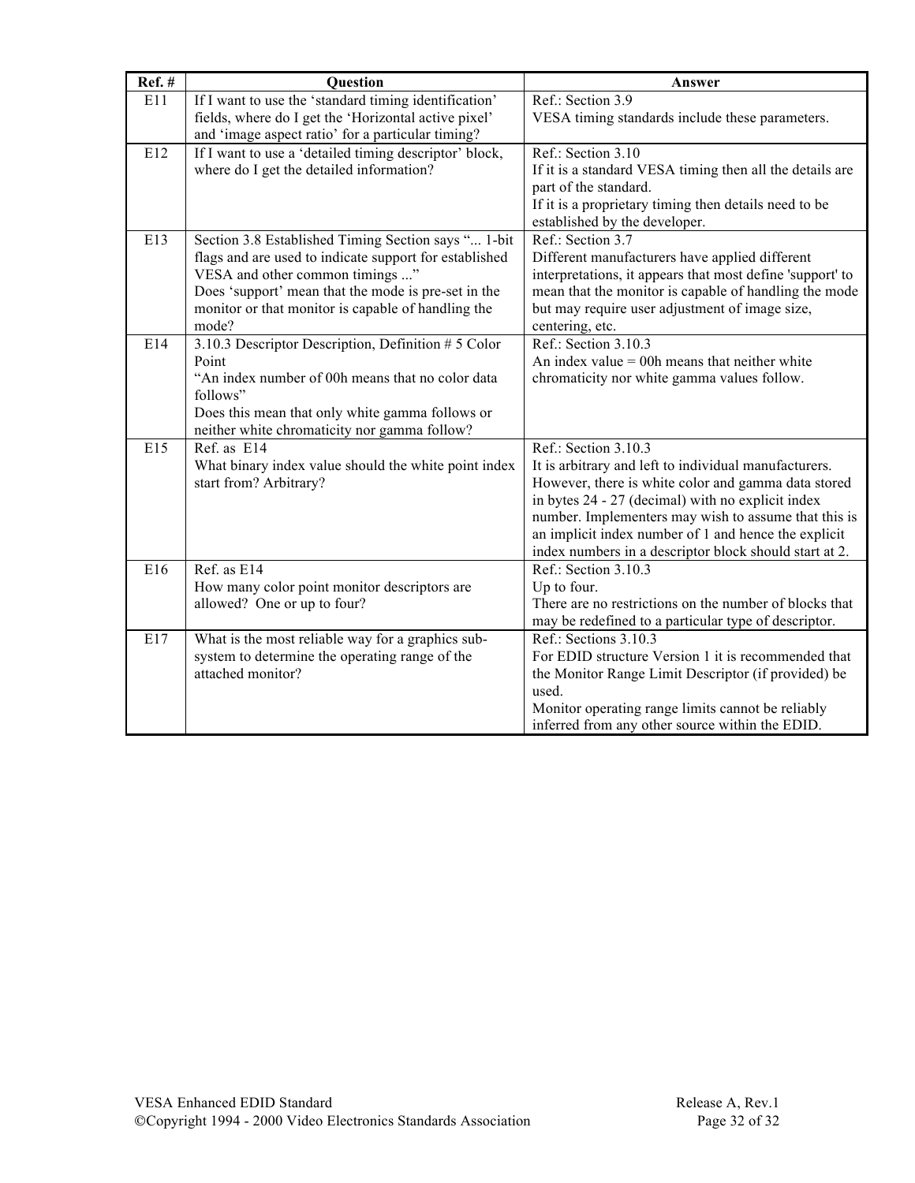| Ref. # | Question | Answer |
|---|---|---|
| E11 | If I want to use the 'standard timing identification' fields, where do I get the 'Horizontal active pixel' and 'image aspect ratio' for a particular timing? | Ref.: Section 3.9<br>VESA timing standards include these parameters. |
| E12 | If I want to use a 'detailed timing descriptor' block, where do I get the detailed information? | Ref.: Section 3.10<br>If it is a standard VESA timing then all the details are part of the standard.<br>If it is a proprietary timing then details need to be established by the developer. |
| E13 | Section 3.8 Established Timing Section says "... 1-bit flags and are used to indicate support for established VESA and other common timings ..."<br>Does 'support' mean that the mode is pre-set in the monitor or that monitor is capable of handling the mode? | Ref.: Section 3.7<br>Different manufacturers have applied different interpretations, it appears that most define 'support' to mean that the monitor is capable of handling the mode but may require user adjustment of image size, centering, etc. |
| E14 | 3.10.3 Descriptor Description, Definition # 5 Color Point<br>"An index number of 00h means that no color data follows"<br>Does this mean that only white gamma follows or neither white chromaticity nor gamma follow? | Ref.: Section 3.10.3<br>An index value = 00h means that neither white chromaticity nor white gamma values follow. |
| E15 | Ref. as E14<br>What binary index value should the white point index start from? Arbitrary? | Ref.: Section 3.10.3<br>It is arbitrary and left to individual manufacturers. However, there is white color and gamma data stored in bytes 24 - 27 (decimal) with no explicit index number. Implementers may wish to assume that this is an implicit index number of 1 and hence the explicit index numbers in a descriptor block should start at 2. |
| E16 | Ref. as E14<br>How many color point monitor descriptors are allowed? One or up to four? | Ref.: Section 3.10.3<br>Up to four.<br>There are no restrictions on the number of blocks that may be redefined to a particular type of descriptor. |
| E17 | What is the most reliable way for a graphics sub-system to determine the operating range of the attached monitor? | Ref.: Sections 3.10.3<br>For EDID structure Version 1 it is recommended that the Monitor Range Limit Descriptor (if provided) be used.<br>Monitor operating range limits cannot be reliably inferred from any other source within the EDID. |